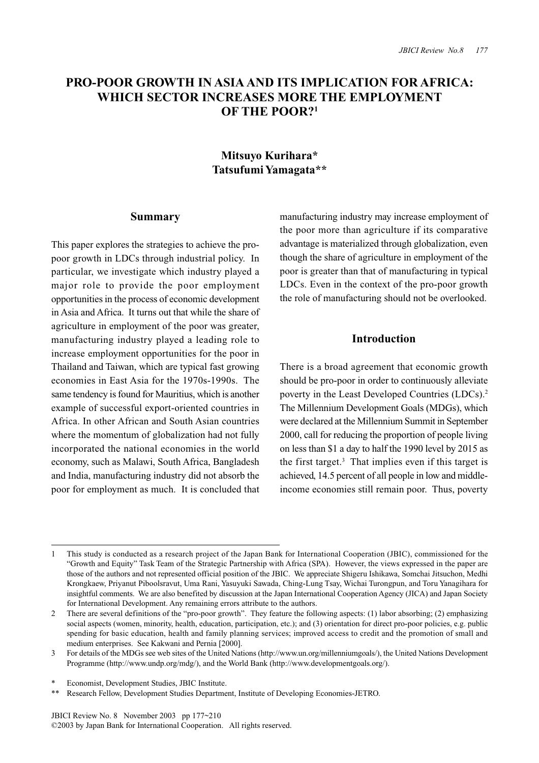# PRO-POOR GROWTH IN ASIA AND ITS IMPLICATION FOR AFRICA: WHICH SECTOR INCREASES MORE THE EMPLOYMENT OF THE POOR?[1]

**Mitsuyo Kurihara***
**Tatsufumi Yamagata****

## Summary

This paper explores the strategies to achieve the pro-poor growth in LDCs through industrial policy. In particular, we investigate which industry played a major role to provide the poor employment opportunities in the process of economic development in Asia and Africa. It turns out that while the share of agriculture in employment of the poor was greater, manufacturing industry played a leading role to increase employment opportunities for the poor in Thailand and Taiwan, which are typical fast growing economies in East Asia for the 1970s-1990s. The same tendency is found for Mauritius, which is another example of successful export-oriented countries in Africa. In other African and South Asian countries where the momentum of globalization had not fully incorporated the national economies in the world economy, such as Malawi, South Africa, Bangladesh and India, manufacturing industry did not absorb the poor for employment as much. It is concluded that manufacturing industry may increase employment of the poor more than agriculture if its comparative advantage is materialized through globalization, even though the share of agriculture in employment of the poor is greater than that of manufacturing in typical LDCs. Even in the context of the pro-poor growth the role of manufacturing should not be overlooked.

## Introduction

There is a broad agreement that economic growth should be pro-poor in order to continuously alleviate poverty in the Least Developed Countries (LDCs).[2] The Millennium Development Goals (MDGs), which were declared at the Millennium Summit in September 2000, call for reducing the proportion of people living on less than $1 a day to half the 1990 level by 2015 as the first target.[3] That implies even if this target is achieved, 14.5 percent of all people in low and middle-income economies still remain poor. Thus, poverty

---

1 This study is conducted as a research project of the Japan Bank for International Cooperation (JBIC), commissioned for the "Growth and Equity" Task Team of the Strategic Partnership with Africa (SPA). However, the views expressed in the paper are those of the authors and not represented official position of the JBIC. We appreciate Shigeru Ishikawa, Somchai Jitsuchon, Medhi Krongkaew, Priyanut Piboolsravut, Uma Rani, Yasuyuki Sawada, Ching-Lung Tsay, Wichai Turongpun, and Toru Yanagihara for insightful comments. We are also benefited by discussion at the Japan International Cooperation Agency (JICA) and Japan Society for International Development. Any remaining errors attribute to the authors.

2 There are several definitions of the "pro-poor growth". They feature the following aspects: (1) labor absorbing; (2) emphasizing social aspects (women, minority, health, education, participation, etc.); and (3) orientation for direct pro-poor policies, e.g. public spending for basic education, health and family planning services; improved access to credit and the promotion of small and medium enterprises. See Kakwani and Pernia [2000].

3 For details of the MDGs see web sites of the United Nations (http://www.un.org/millenniumgoals/), the United Nations Development Programme (http://www.undp.org/mdg/), and the World Bank (http://www.developmentgoals.org/).

\* Economist, Development Studies, JBIC Institute.

\*\* Research Fellow, Development Studies Department, Institute of Developing Economies-JETRO.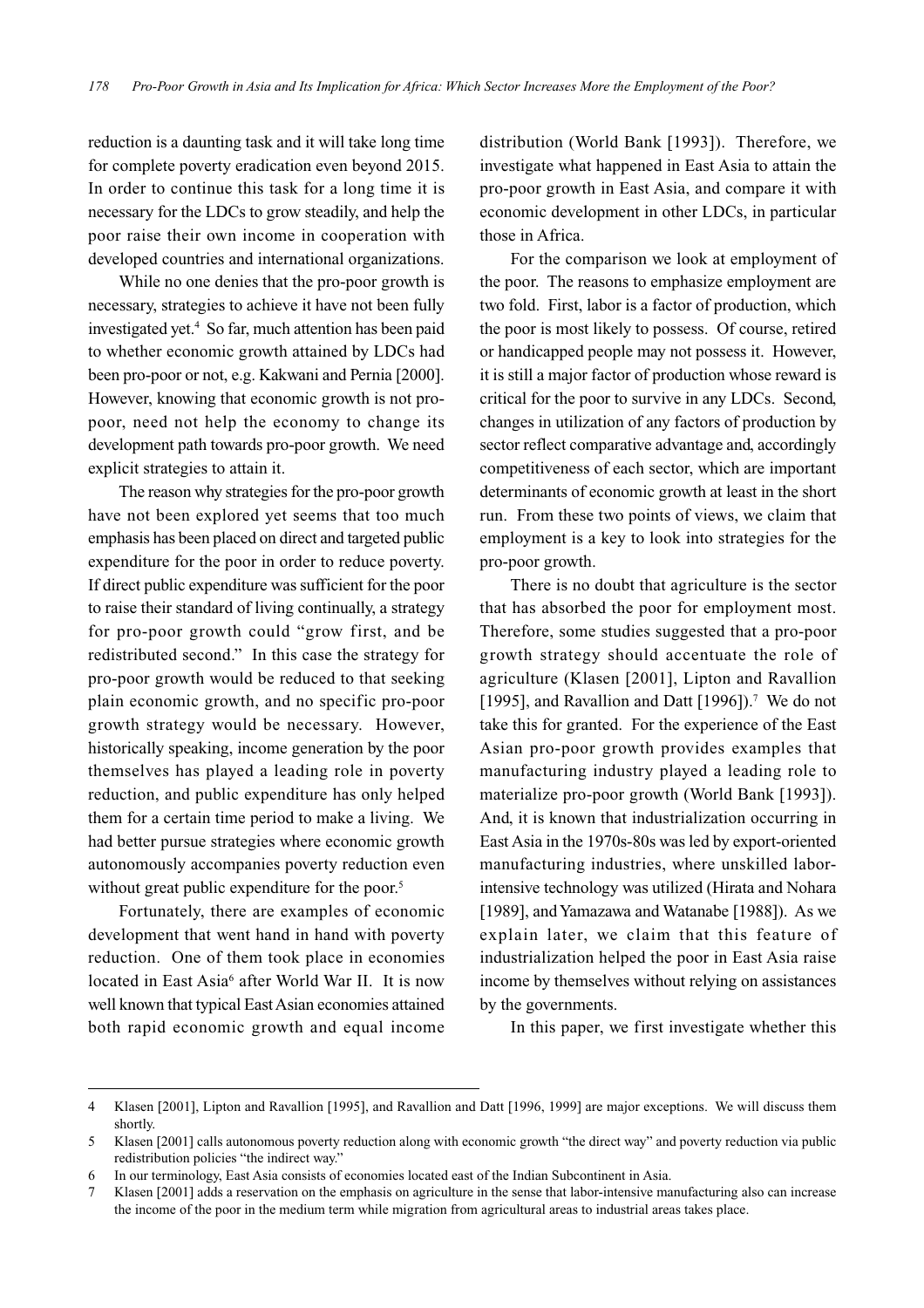reduction is a daunting task and it will take long time for complete poverty eradication even beyond 2015. In order to continue this task for a long time it is necessary for the LDCs to grow steadily, and help the poor raise their own income in cooperation with developed countries and international organizations.

While no one denies that the pro-poor growth is necessary, strategies to achieve it have not been fully investigated yet.[4] So far, much attention has been paid to whether economic growth attained by LDCs had been pro-poor or not, e.g. Kakwani and Pernia [2000]. However, knowing that economic growth is not pro-poor, need not help the economy to change its development path towards pro-poor growth. We need explicit strategies to attain it.

The reason why strategies for the pro-poor growth have not been explored yet seems that too much emphasis has been placed on direct and targeted public expenditure for the poor in order to reduce poverty. If direct public expenditure was sufficient for the poor to raise their standard of living continually, a strategy for pro-poor growth could "grow first, and be redistributed second." In this case the strategy for pro-poor growth would be reduced to that seeking plain economic growth, and no specific pro-poor growth strategy would be necessary. However, historically speaking, income generation by the poor themselves has played a leading role in poverty reduction, and public expenditure has only helped them for a certain time period to make a living. We had better pursue strategies where economic growth autonomously accompanies poverty reduction even without great public expenditure for the poor.[5]

Fortunately, there are examples of economic development that went hand in hand with poverty reduction. One of them took place in economies located in East Asia[6] after World War II. It is now well known that typical East Asian economies attained both rapid economic growth and equal income distribution (World Bank [1993]). Therefore, we investigate what happened in East Asia to attain the pro-poor growth in East Asia, and compare it with economic development in other LDCs, in particular those in Africa.

For the comparison we look at employment of the poor. The reasons to emphasize employment are two fold. First, labor is a factor of production, which the poor is most likely to possess. Of course, retired or handicapped people may not possess it. However, it is still a major factor of production whose reward is critical for the poor to survive in any LDCs. Second, changes in utilization of any factors of production by sector reflect comparative advantage and, accordingly competitiveness of each sector, which are important determinants of economic growth at least in the short run. From these two points of views, we claim that employment is a key to look into strategies for the pro-poor growth.

There is no doubt that agriculture is the sector that has absorbed the poor for employment most. Therefore, some studies suggested that a pro-poor growth strategy should accentuate the role of agriculture (Klasen [2001], Lipton and Ravallion [1995], and Ravallion and Datt [1996]).[7] We do not take this for granted. For the experience of the East Asian pro-poor growth provides examples that manufacturing industry played a leading role to materialize pro-poor growth (World Bank [1993]). And, it is known that industrialization occurring in East Asia in the 1970s-80s was led by export-oriented manufacturing industries, where unskilled labor-intensive technology was utilized (Hirata and Nohara [1989], and Yamazawa and Watanabe [1988]). As we explain later, we claim that this feature of industrialization helped the poor in East Asia raise income by themselves without relying on assistances by the governments.

In this paper, we first investigate whether this

---

4 Klasen [2001], Lipton and Ravallion [1995], and Ravallion and Datt [1996, 1999] are major exceptions. We will discuss them shortly.

5 Klasen [2001] calls autonomous poverty reduction along with economic growth "the direct way" and poverty reduction via public redistribution policies "the indirect way."

6 In our terminology, East Asia consists of economies located east of the Indian Subcontinent in Asia.

7 Klasen [2001] adds a reservation on the emphasis on agriculture in the sense that labor-intensive manufacturing also can increase the income of the poor in the medium term while migration from agricultural areas to industrial areas takes place.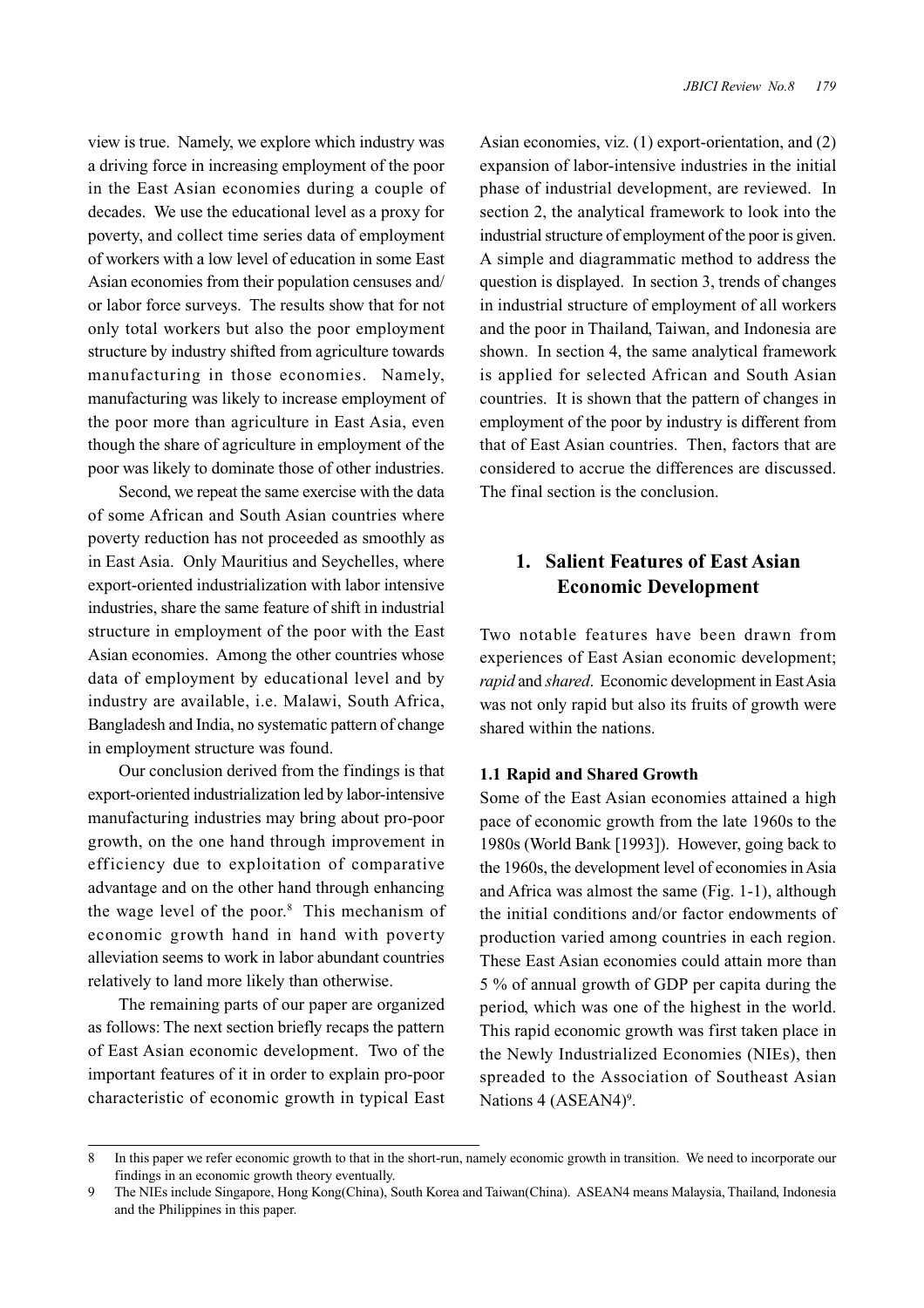view is true. Namely, we explore which industry was a driving force in increasing employment of the poor in the East Asian economies during a couple of decades. We use the educational level as a proxy for poverty, and collect time series data of employment of workers with a low level of education in some East Asian economies from their population censuses and/or labor force surveys. The results show that for not only total workers but also the poor employment structure by industry shifted from agriculture towards manufacturing in those economies. Namely, manufacturing was likely to increase employment of the poor more than agriculture in East Asia, even though the share of agriculture in employment of the poor was likely to dominate those of other industries.

Second, we repeat the same exercise with the data of some African and South Asian countries where poverty reduction has not proceeded as smoothly as in East Asia. Only Mauritius and Seychelles, where export-oriented industrialization with labor intensive industries, share the same feature of shift in industrial structure in employment of the poor with the East Asian economies. Among the other countries whose data of employment by educational level and by industry are available, i.e. Malawi, South Africa, Bangladesh and India, no systematic pattern of change in employment structure was found.

Our conclusion derived from the findings is that export-oriented industrialization led by labor-intensive manufacturing industries may bring about pro-poor growth, on the one hand through improvement in efficiency due to exploitation of comparative advantage and on the other hand through enhancing the wage level of the poor.[8] This mechanism of economic growth hand in hand with poverty alleviation seems to work in labor abundant countries relatively to land more likely than otherwise.

The remaining parts of our paper are organized as follows: The next section briefly recaps the pattern of East Asian economic development. Two of the important features of it in order to explain pro-poor characteristic of economic growth in typical East Asian economies, viz. (1) export-orientation, and (2) expansion of labor-intensive industries in the initial phase of industrial development, are reviewed. In section 2, the analytical framework to look into the industrial structure of employment of the poor is given. A simple and diagrammatic method to address the question is displayed. In section 3, trends of changes in industrial structure of employment of all workers and the poor in Thailand, Taiwan, and Indonesia are shown. In section 4, the same analytical framework is applied for selected African and South Asian countries. It is shown that the pattern of changes in employment of the poor by industry is different from that of East Asian countries. Then, factors that are considered to accrue the differences are discussed. The final section is the conclusion.

## 1. Salient Features of East Asian Economic Development

Two notable features have been drawn from experiences of East Asian economic development; *rapid* and *shared*. Economic development in East Asia was not only rapid but also its fruits of growth were shared within the nations.

### 1.1 Rapid and Shared Growth

Some of the East Asian economies attained a high pace of economic growth from the late 1960s to the 1980s (World Bank [1993]). However, going back to the 1960s, the development level of economies in Asia and Africa was almost the same (Fig. 1-1), although the initial conditions and/or factor endowments of production varied among countries in each region. These East Asian economies could attain more than 5 % of annual growth of GDP per capita during the period, which was one of the highest in the world. This rapid economic growth was first taken place in the Newly Industrialized Economies (NIEs), then spreaded to the Association of Southeast Asian Nations 4 (ASEAN4)[9].

---

8 In this paper we refer economic growth to that in the short-run, namely economic growth in transition. We need to incorporate our findings in an economic growth theory eventually.

9 The NIEs include Singapore, Hong Kong(China), South Korea and Taiwan(China). ASEAN4 means Malaysia, Thailand, Indonesia and the Philippines in this paper.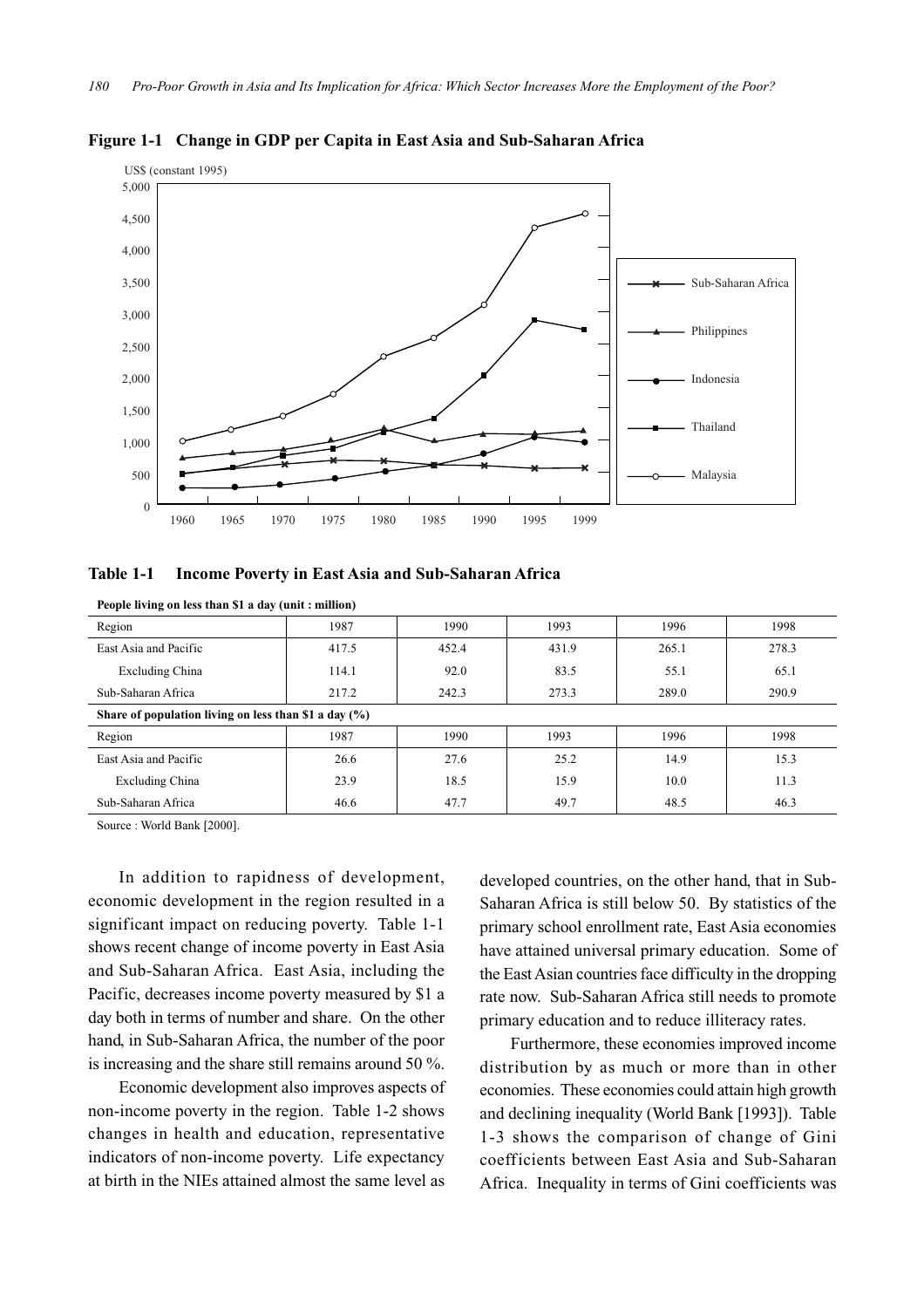**Figure 1-1 Change in GDP per Capita in East Asia and Sub-Saharan Africa**

**Table 1-1 Income Poverty in East Asia and Sub-Saharan Africa**

**People living on less than $1 a day (unit : million)**

| Region | 1987 | 1990 | 1993 | 1996 | 1998 |
|---|---|---|---|---|---|
| East Asia and Pacific | 417.5 | 452.4 | 431.9 | 265.1 | 278.3 |
| Excluding China | 114.1 | 92.0 | 83.5 | 55.1 | 65.1 |
| Sub-Saharan Africa | 217.2 | 242.3 | 273.3 | 289.0 | 290.9 |
| **Share of population living on less than $1 a day (%)** | | | | | |
| Region | 1987 | 1990 | 1993 | 1996 | 1998 |
| East Asia and Pacific | 26.6 | 27.6 | 25.2 | 14.9 | 15.3 |
| Excluding China | 23.9 | 18.5 | 15.9 | 10.0 | 11.3 |
| Sub-Saharan Africa | 46.6 | 47.7 | 49.7 | 48.5 | 46.3 |

Source : World Bank [2000].

In addition to rapidness of development, economic development in the region resulted in a significant impact on reducing poverty. Table 1-1 shows recent change of income poverty in East Asia and Sub-Saharan Africa. East Asia, including the Pacific, decreases income poverty measured by $1 a day both in terms of number and share. On the other hand, in Sub-Saharan Africa, the number of the poor is increasing and the share still remains around 50 %.

Economic development also improves aspects of non-income poverty in the region. Table 1-2 shows changes in health and education, representative indicators of non-income poverty. Life expectancy at birth in the NIEs attained almost the same level as developed countries, on the other hand, that in Sub-Saharan Africa is still below 50. By statistics of the primary school enrollment rate, East Asia economies have attained universal primary education. Some of the East Asian countries face difficulty in the dropping rate now. Sub-Saharan Africa still needs to promote primary education and to reduce illiteracy rates.

Furthermore, these economies improved income distribution by as much or more than in other economies. These economies could attain high growth and declining inequality (World Bank [1993]). Table 1-3 shows the comparison of change of Gini coefficients between East Asia and Sub-Saharan Africa. Inequality in terms of Gini coefficients was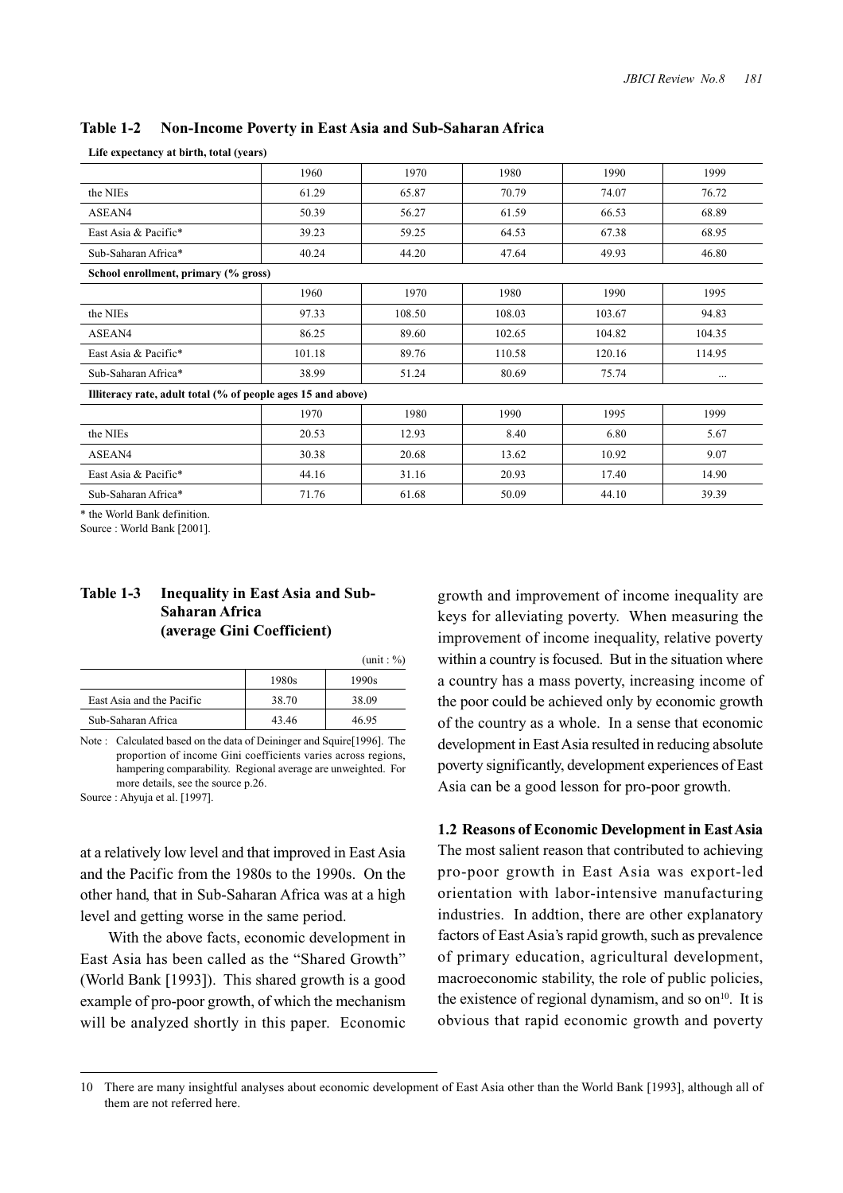**Table 1-2 Non-Income Poverty in East Asia and Sub-Saharan Africa**

| Life expectancy at birth, total (years) | | | | | |
|---|---|---|---|---|---|
| | 1960 | 1970 | 1980 | 1990 | 1999 |
| the NIEs | 61.29 | 65.87 | 70.79 | 74.07 | 76.72 |
| ASEAN4 | 50.39 | 56.27 | 61.59 | 66.53 | 68.89 |
| East Asia & Pacific* | 39.23 | 59.25 | 64.53 | 67.38 | 68.95 |
| Sub-Saharan Africa* | 40.24 | 44.20 | 47.64 | 49.93 | 46.80 |
| **School enrollment, primary (% gross)** | | | | | |
| | 1960 | 1970 | 1980 | 1990 | 1995 |
| the NIEs | 97.33 | 108.50 | 108.03 | 103.67 | 94.83 |
| ASEAN4 | 86.25 | 89.60 | 102.65 | 104.82 | 104.35 |
| East Asia & Pacific* | 101.18 | 89.76 | 110.58 | 120.16 | 114.95 |
| Sub-Saharan Africa* | 38.99 | 51.24 | 80.69 | 75.74 | ... |
| **Illiteracy rate, adult total (% of people ages 15 and above)** | | | | | |
| | 1970 | 1980 | 1990 | 1995 | 1999 |
| the NIEs | 20.53 | 12.93 | 8.40 | 6.80 | 5.67 |
| ASEAN4 | 30.38 | 20.68 | 13.62 | 10.92 | 9.07 |
| East Asia & Pacific* | 44.16 | 31.16 | 20.93 | 17.40 | 14.90 |
| Sub-Saharan Africa* | 71.76 | 61.68 | 50.09 | 44.10 | 39.39 |

\* the World Bank definition.
Source : World Bank [2001].

**Table 1-3 Inequality in East Asia and Sub-Saharan Africa (average Gini Coefficient)**

(unit : %)

| | 1980s | 1990s |
|---|---|---|
| East Asia and the Pacific | 38.70 | 38.09 |
| Sub-Saharan Africa | 43.46 | 46.95 |

Note : Calculated based on the data of Deininger and Squire[1996]. The proportion of income Gini coefficients varies across regions, hampering comparability. Regional average are unweighted. For more details, see the source p.26.
Source : Ahyuja et al. [1997].

at a relatively low level and that improved in East Asia and the Pacific from the 1980s to the 1990s. On the other hand, that in Sub-Saharan Africa was at a high level and getting worse in the same period.

With the above facts, economic development in East Asia has been called as the "Shared Growth" (World Bank [1993]). This shared growth is a good example of pro-poor growth, of which the mechanism will be analyzed shortly in this paper. Economic growth and improvement of income inequality are keys for alleviating poverty. When measuring the improvement of income inequality, relative poverty within a country is focused. But in the situation where a country has a mass poverty, increasing income of the poor could be achieved only by economic growth of the country as a whole. In a sense that economic development in East Asia resulted in reducing absolute poverty significantly, development experiences of East Asia can be a good lesson for pro-poor growth.

### 1.2 Reasons of Economic Development in East Asia

The most salient reason that contributed to achieving pro-poor growth in East Asia was export-led orientation with labor-intensive manufacturing industries. In addtion, there are other explanatory factors of East Asia's rapid growth, such as prevalence of primary education, agricultural development, macroeconomic stability, the role of public policies, the existence of regional dynamism, and so on[10]. It is obvious that rapid economic growth and poverty

10 There are many insightful analyses about economic development of East Asia other than the World Bank [1993], although all of them are not referred here.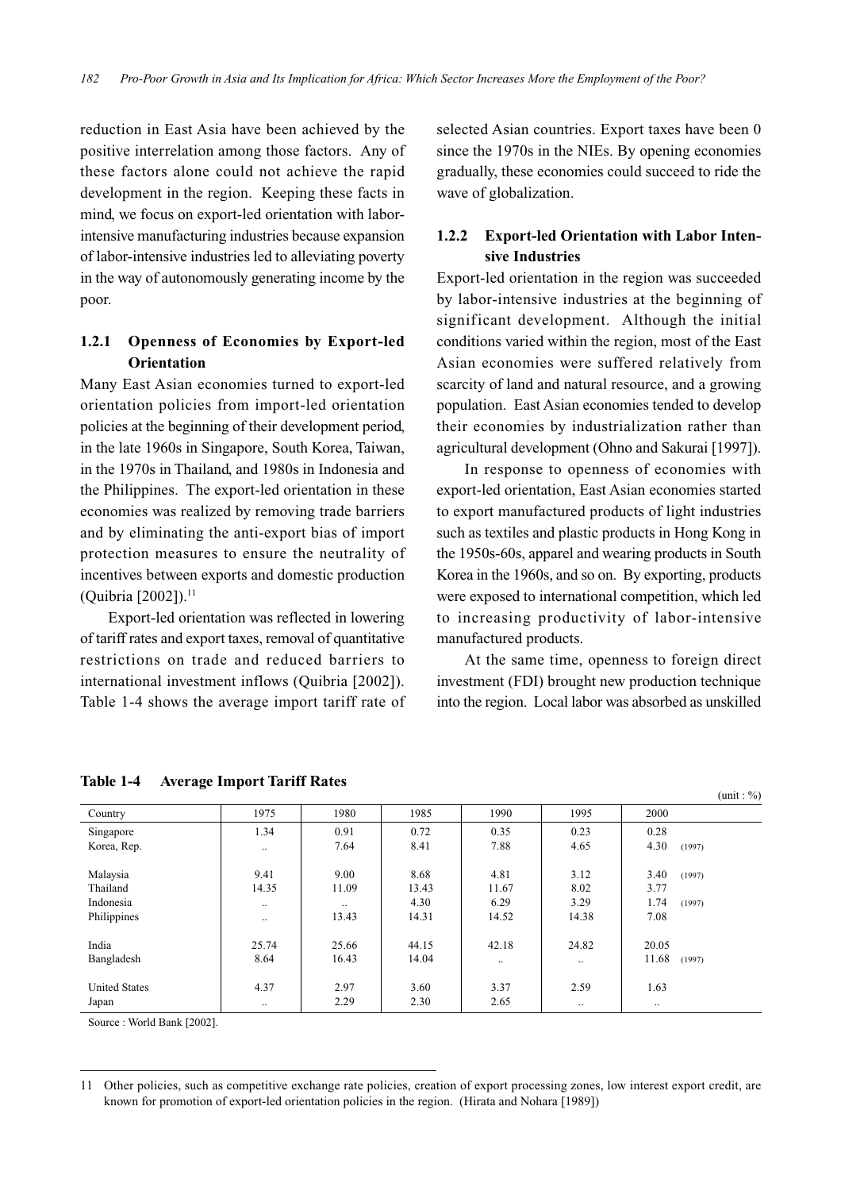reduction in East Asia have been achieved by the positive interrelation among those factors. Any of these factors alone could not achieve the rapid development in the region. Keeping these facts in mind, we focus on export-led orientation with labor-intensive manufacturing industries because expansion of labor-intensive industries led to alleviating poverty in the way of autonomously generating income by the poor.

### 1.2.1 Openness of Economies by Export-led Orientation

Many East Asian economies turned to export-led orientation policies from import-led orientation policies at the beginning of their development period, in the late 1960s in Singapore, South Korea, Taiwan, in the 1970s in Thailand, and 1980s in Indonesia and the Philippines. The export-led orientation in these economies was realized by removing trade barriers and by eliminating the anti-export bias of import protection measures to ensure the neutrality of incentives between exports and domestic production (Quibria [2002]).[11]

Export-led orientation was reflected in lowering of tariff rates and export taxes, removal of quantitative restrictions on trade and reduced barriers to international investment inflows (Quibria [2002]). Table 1-4 shows the average import tariff rate of selected Asian countries. Export taxes have been 0 since the 1970s in the NIEs. By opening economies gradually, these economies could succeed to ride the wave of globalization.

### 1.2.2 Export-led Orientation with Labor Intensive Industries

Export-led orientation in the region was succeeded by labor-intensive industries at the beginning of significant development. Although the initial conditions varied within the region, most of the East Asian economies were suffered relatively from scarcity of land and natural resource, and a growing population. East Asian economies tended to develop their economies by industrialization rather than agricultural development (Ohno and Sakurai [1997]).

In response to openness of economies with export-led orientation, East Asian economies started to export manufactured products of light industries such as textiles and plastic products in Hong Kong in the 1950s-60s, apparel and wearing products in South Korea in the 1960s, and so on. By exporting, products were exposed to international competition, which led to increasing productivity of labor-intensive manufactured products.

At the same time, openness to foreign direct investment (FDI) brought new production technique into the region. Local labor was absorbed as unskilled

**Table 1-4 Average Import Tariff Rates**

(unit : %)

| Country | 1975 | 1980 | 1985 | 1990 | 1995 | 2000 |
|---|---|---|---|---|---|---|
| Singapore | 1.34 | 0.91 | 0.72 | 0.35 | 0.23 | 0.28 |
| Korea, Rep. | .. | 7.64 | 8.41 | 7.88 | 4.65 | 4.30 (1997) |
| Malaysia | 9.41 | 9.00 | 8.68 | 4.81 | 3.12 | 3.40 (1997) |
| Thailand | 14.35 | 11.09 | 13.43 | 11.67 | 8.02 | 3.77 |
| Indonesia | .. | .. | 4.30 | 6.29 | 3.29 | 1.74 (1997) |
| Philippines | .. | 13.43 | 14.31 | 14.52 | 14.38 | 7.08 |
| India | 25.74 | 25.66 | 44.15 | 42.18 | 24.82 | 20.05 |
| Bangladesh | 8.64 | 16.43 | 14.04 | .. | .. | 11.68 (1997) |
| United States | 4.37 | 2.97 | 3.60 | 3.37 | 2.59 | 1.63 |
| Japan | .. | 2.29 | 2.30 | 2.65 | .. | .. |

Source : World Bank [2002].

11 Other policies, such as competitive exchange rate policies, creation of export processing zones, low interest export credit, are known for promotion of export-led orientation policies in the region. (Hirata and Nohara [1989])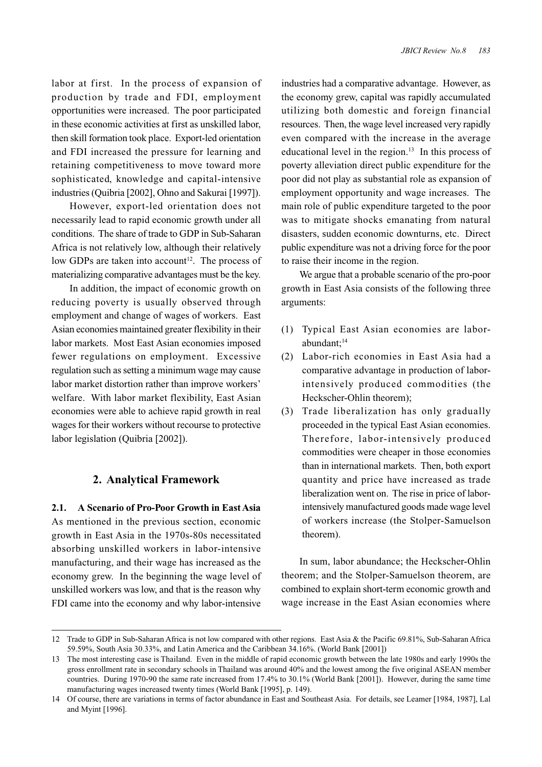labor at first. In the process of expansion of production by trade and FDI, employment opportunities were increased. The poor participated in these economic activities at first as unskilled labor, then skill formation took place. Export-led orientation and FDI increased the pressure for learning and retaining competitiveness to move toward more sophisticated, knowledge and capital-intensive industries (Quibria [2002], Ohno and Sakurai [1997]).

However, export-led orientation does not necessarily lead to rapid economic growth under all conditions. The share of trade to GDP in Sub-Saharan Africa is not relatively low, although their relatively low GDPs are taken into account[12]. The process of materializing comparative advantages must be the key.

In addition, the impact of economic growth on reducing poverty is usually observed through employment and change of wages of workers. East Asian economies maintained greater flexibility in their labor markets. Most East Asian economies imposed fewer regulations on employment. Excessive regulation such as setting a minimum wage may cause labor market distortion rather than improve workers' welfare. With labor market flexibility, East Asian economies were able to achieve rapid growth in real wages for their workers without recourse to protective labor legislation (Quibria [2002]).

## 2. Analytical Framework

### 2.1. A Scenario of Pro-Poor Growth in East Asia

As mentioned in the previous section, economic growth in East Asia in the 1970s-80s necessitated absorbing unskilled workers in labor-intensive manufacturing, and their wage has increased as the economy grew. In the beginning the wage level of unskilled workers was low, and that is the reason why FDI came into the economy and why labor-intensive industries had a comparative advantage. However, as the economy grew, capital was rapidly accumulated utilizing both domestic and foreign financial resources. Then, the wage level increased very rapidly even compared with the increase in the average educational level in the region.[13] In this process of poverty alleviation direct public expenditure for the poor did not play as substantial role as expansion of employment opportunity and wage increases. The main role of public expenditure targeted to the poor was to mitigate shocks emanating from natural disasters, sudden economic downturns, etc. Direct public expenditure was not a driving force for the poor to raise their income in the region.

We argue that a probable scenario of the pro-poor growth in East Asia consists of the following three arguments:

(1) Typical East Asian economies are labor-abundant;[14]
(2) Labor-rich economies in East Asia had a comparative advantage in production of labor-intensively produced commodities (the Heckscher-Ohlin theorem);
(3) Trade liberalization has only gradually proceeded in the typical East Asian economies. Therefore, labor-intensively produced commodities were cheaper in those economies than in international markets. Then, both export quantity and price have increased as trade liberalization went on. The rise in price of labor-intensively manufactured goods made wage level of workers increase (the Stolper-Samuelson theorem).

In sum, labor abundance; the Heckscher-Ohlin theorem; and the Stolper-Samuelson theorem, are combined to explain short-term economic growth and wage increase in the East Asian economies where

---

12 Trade to GDP in Sub-Saharan Africa is not low compared with other regions. East Asia & the Pacific 69.81%, Sub-Saharan Africa 59.59%, South Asia 30.33%, and Latin America and the Caribbean 34.16%. (World Bank [2001])

13 The most interesting case is Thailand. Even in the middle of rapid economic growth between the late 1980s and early 1990s the gross enrollment rate in secondary schools in Thailand was around 40% and the lowest among the five original ASEAN member countries. During 1970-90 the same rate increased from 17.4% to 30.1% (World Bank [2001]). However, during the same time manufacturing wages increased twenty times (World Bank [1995], p. 149).

14 Of course, there are variations in terms of factor abundance in East and Southeast Asia. For details, see Leamer [1984, 1987], Lal and Myint [1996].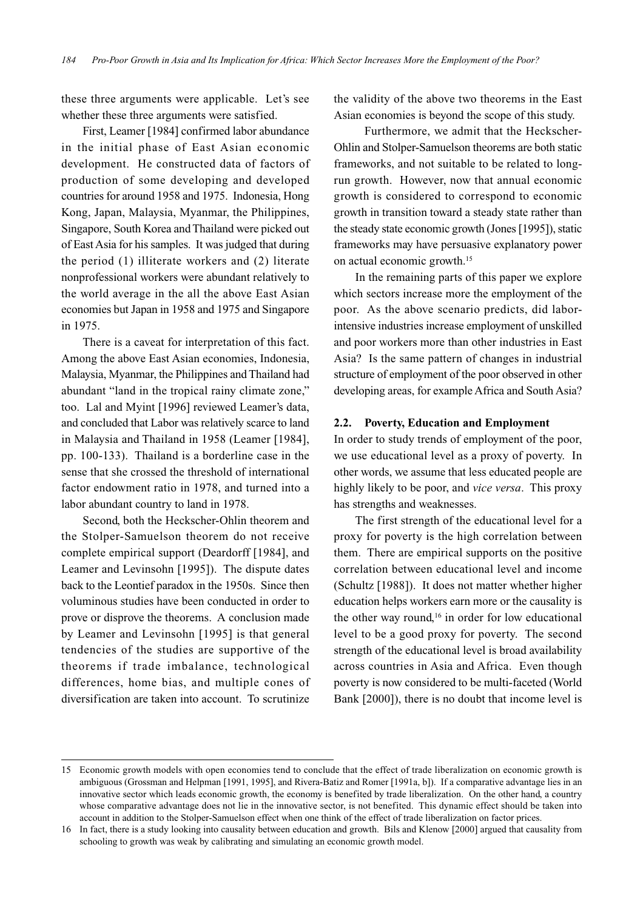these three arguments were applicable. Let's see whether these three arguments were satisfied.

First, Leamer [1984] confirmed labor abundance in the initial phase of East Asian economic development. He constructed data of factors of production of some developing and developed countries for around 1958 and 1975. Indonesia, Hong Kong, Japan, Malaysia, Myanmar, the Philippines, Singapore, South Korea and Thailand were picked out of East Asia for his samples. It was judged that during the period (1) illiterate workers and (2) literate nonprofessional workers were abundant relatively to the world average in the all the above East Asian economies but Japan in 1958 and 1975 and Singapore in 1975.

There is a caveat for interpretation of this fact. Among the above East Asian economies, Indonesia, Malaysia, Myanmar, the Philippines and Thailand had abundant "land in the tropical rainy climate zone," too. Lal and Myint [1996] reviewed Leamer's data, and concluded that Labor was relatively scarce to land in Malaysia and Thailand in 1958 (Leamer [1984], pp. 100-133). Thailand is a borderline case in the sense that she crossed the threshold of international factor endowment ratio in 1978, and turned into a labor abundant country to land in 1978.

Second, both the Heckscher-Ohlin theorem and the Stolper-Samuelson theorem do not receive complete empirical support (Deardorff [1984], and Leamer and Levinsohn [1995]). The dispute dates back to the Leontief paradox in the 1950s. Since then voluminous studies have been conducted in order to prove or disprove the theorems. A conclusion made by Leamer and Levinsohn [1995] is that general tendencies of the studies are supportive of the theorems if trade imbalance, technological differences, home bias, and multiple cones of diversification are taken into account. To scrutinize the validity of the above two theorems in the East Asian economies is beyond the scope of this study.

Furthermore, we admit that the Heckscher-Ohlin and Stolper-Samuelson theorems are both static frameworks, and not suitable to be related to long-run growth. However, now that annual economic growth is considered to correspond to economic growth in transition toward a steady state rather than the steady state economic growth (Jones [1995]), static frameworks may have persuasive explanatory power on actual economic growth.[15]

In the remaining parts of this paper we explore which sectors increase more the employment of the poor. As the above scenario predicts, did labor-intensive industries increase employment of unskilled and poor workers more than other industries in East Asia? Is the same pattern of changes in industrial structure of employment of the poor observed in other developing areas, for example Africa and South Asia?

### 2.2. Poverty, Education and Employment

In order to study trends of employment of the poor, we use educational level as a proxy of poverty. In other words, we assume that less educated people are highly likely to be poor, and *vice versa*. This proxy has strengths and weaknesses.

The first strength of the educational level for a proxy for poverty is the high correlation between them. There are empirical supports on the positive correlation between educational level and income (Schultz [1988]). It does not matter whether higher education helps workers earn more or the causality is the other way round,[16] in order for low educational level to be a good proxy for poverty. The second strength of the educational level is broad availability across countries in Asia and Africa. Even though poverty is now considered to be multi-faceted (World Bank [2000]), there is no doubt that income level is

---

15 Economic growth models with open economies tend to conclude that the effect of trade liberalization on economic growth is ambiguous (Grossman and Helpman [1991, 1995], and Rivera-Batiz and Romer [1991a, b]). If a comparative advantage lies in an innovative sector which leads economic growth, the economy is benefited by trade liberalization. On the other hand, a country whose comparative advantage does not lie in the innovative sector, is not benefited. This dynamic effect should be taken into account in addition to the Stolper-Samuelson effect when one think of the effect of trade liberalization on factor prices.

16 In fact, there is a study looking into causality between education and growth. Bils and Klenow [2000] argued that causality from schooling to growth was weak by calibrating and simulating an economic growth model.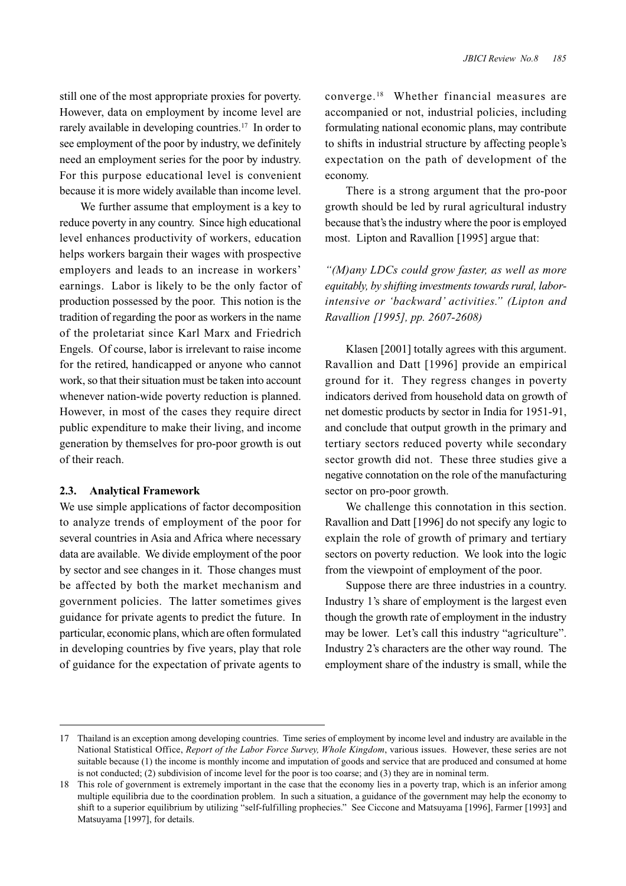still one of the most appropriate proxies for poverty. However, data on employment by income level are rarely available in developing countries.[17] In order to see employment of the poor by industry, we definitely need an employment series for the poor by industry. For this purpose educational level is convenient because it is more widely available than income level.

We further assume that employment is a key to reduce poverty in any country. Since high educational level enhances productivity of workers, education helps workers bargain their wages with prospective employers and leads to an increase in workers' earnings. Labor is likely to be the only factor of production possessed by the poor. This notion is the tradition of regarding the poor as workers in the name of the proletariat since Karl Marx and Friedrich Engels. Of course, labor is irrelevant to raise income for the retired, handicapped or anyone who cannot work, so that their situation must be taken into account whenever nation-wide poverty reduction is planned. However, in most of the cases they require direct public expenditure to make their living, and income generation by themselves for pro-poor growth is out of their reach.

### 2.3. Analytical Framework

We use simple applications of factor decomposition to analyze trends of employment of the poor for several countries in Asia and Africa where necessary data are available. We divide employment of the poor by sector and see changes in it. Those changes must be affected by both the market mechanism and government policies. The latter sometimes gives guidance for private agents to predict the future. In particular, economic plans, which are often formulated in developing countries by five years, play that role of guidance for the expectation of private agents to converge.[18] Whether financial measures are accompanied or not, industrial policies, including formulating national economic plans, may contribute to shifts in industrial structure by affecting people's expectation on the path of development of the economy.

There is a strong argument that the pro-poor growth should be led by rural agricultural industry because that's the industry where the poor is employed most. Lipton and Ravallion [1995] argue that:

*"(M)any LDCs could grow faster, as well as more equitably, by shifting investments towards rural, labor-intensive or 'backward' activities." (Lipton and Ravallion [1995], pp. 2607-2608)*

Klasen [2001] totally agrees with this argument. Ravallion and Datt [1996] provide an empirical ground for it. They regress changes in poverty indicators derived from household data on growth of net domestic products by sector in India for 1951-91, and conclude that output growth in the primary and tertiary sectors reduced poverty while secondary sector growth did not. These three studies give a negative connotation on the role of the manufacturing sector on pro-poor growth.

We challenge this connotation in this section. Ravallion and Datt [1996] do not specify any logic to explain the role of growth of primary and tertiary sectors on poverty reduction. We look into the logic from the viewpoint of employment of the poor.

Suppose there are three industries in a country. Industry 1's share of employment is the largest even though the growth rate of employment in the industry may be lower. Let's call this industry "agriculture". Industry 2's characters are the other way round. The employment share of the industry is small, while the

---

17 Thailand is an exception among developing countries. Time series of employment by income level and industry are available in the National Statistical Office, *Report of the Labor Force Survey, Whole Kingdom*, various issues. However, these series are not suitable because (1) the income is monthly income and imputation of goods and service that are produced and consumed at home is not conducted; (2) subdivision of income level for the poor is too coarse; and (3) they are in nominal term.

18 This role of government is extremely important in the case that the economy lies in a poverty trap, which is an inferior among multiple equilibria due to the coordination problem. In such a situation, a guidance of the government may help the economy to shift to a superior equilibrium by utilizing "self-fulfilling prophecies." See Ciccone and Matsuyama [1996], Farmer [1993] and Matsuyama [1997], for details.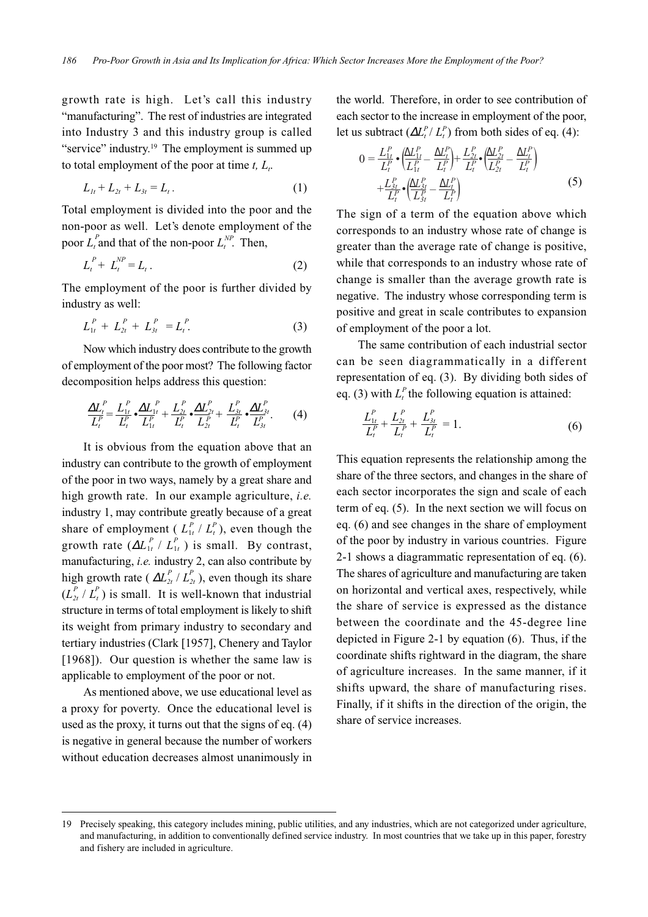growth rate is high. Let's call this industry "manufacturing". The rest of industries are integrated into Industry 3 and this industry group is called "service" industry.[19] The employment is summed up to total employment of the poor at time $t$, $L_t$.

$$L_{1t} + L_{2t} + L_{3t} = L_t . \quad (1)$$

Total employment is divided into the poor and the non-poor as well. Let's denote employment of the poor $L_t^P$ and that of the non-poor $L_t^{NP}$. Then,

$$L_t^P + L_t^{NP} = L_t . \quad (2)$$

The employment of the poor is further divided by industry as well:

$$L_{1t}^P + L_{2t}^P + L_{3t}^P = L_t^P. \quad (3)$$

Now which industry does contribute to the growth of employment of the poor most? The following factor decomposition helps address this question:

$$\frac{\Delta L_t^P}{L_t^P} = \frac{L_{1t}^P}{L_t^P} \bullet \frac{\Delta L_{1t}^P}{L_{1t}^P} + \frac{L_{2t}^P}{L_t^P} \bullet \frac{\Delta L_{2t}^P}{L_{2t}^P} + \frac{L_{3t}^P}{L_t^P} \bullet \frac{\Delta L_{3t}^P}{L_{3t}^P}. \quad (4)$$

It is obvious from the equation above that an industry can contribute to the growth of employment of the poor in two ways, namely by a great share and high growth rate. In our example agriculture, *i.e.* industry 1, may contribute greatly because of a great share of employment ( $L_{1t}^P / L_t^P$ ), even though the growth rate ($\Delta L_{1t}^P / L_{1t}^P$ ) is small. By contrast, manufacturing, *i.e.* industry 2, can also contribute by high growth rate ( $\Delta L_{2t}^P / L_{2t}^P$ ), even though its share ($L_{2t}^P / L_t^P$ ) is small. It is well-known that industrial structure in terms of total employment is likely to shift its weight from primary industry to secondary and tertiary industries (Clark [1957], Chenery and Taylor [1968]). Our question is whether the same law is applicable to employment of the poor or not.

As mentioned above, we use educational level as a proxy for poverty. Once the educational level is used as the proxy, it turns out that the signs of eq. (4) is negative in general because the number of workers without education decreases almost unanimously in the world. Therefore, in order to see contribution of each sector to the increase in employment of the poor, let us subtract ($\Delta L_t^P / L_t^P$) from both sides of eq. (4):

$$0 = \frac{L_{1t}^P}{L_t^P} \bullet \left( \frac{\Delta L_{1t}^P}{L_{1t}^P} - \frac{\Delta L_t^P}{L_t^P} \right) + \frac{L_{2t}^P}{L_t^P} \bullet \left( \frac{\Delta L_{2t}^P}{L_{2t}^P} - \frac{\Delta L_t^P}{L_t^P} \right) + \frac{L_{3t}^P}{L_t^P} \bullet \left( \frac{\Delta L_{3t}^P}{L_{3t}^P} - \frac{\Delta L_t^P}{L_t^P} \right) \quad (5)$$

The sign of a term of the equation above which corresponds to an industry whose rate of change is greater than the average rate of change is positive, while that corresponds to an industry whose rate of change is smaller than the average growth rate is negative. The industry whose corresponding term is positive and great in scale contributes to expansion of employment of the poor a lot.

The same contribution of each industrial sector can be seen diagrammatically in a different representation of eq. (3). By dividing both sides of eq. (3) with $L_t^P$ the following equation is attained:

$$\frac{L_{1t}^P}{L_t^P} + \frac{L_{2t}^P}{L_t^P} + \frac{L_{3t}^P}{L_t^P} = 1. \quad (6)$$

This equation represents the relationship among the share of the three sectors, and changes in the share of each sector incorporates the sign and scale of each term of eq. (5). In the next section we will focus on eq. (6) and see changes in the share of employment of the poor by industry in various countries. Figure 2-1 shows a diagrammatic representation of eq. (6). The shares of agriculture and manufacturing are taken on horizontal and vertical axes, respectively, while the share of service is expressed as the distance between the coordinate and the 45-degree line depicted in Figure 2-1 by equation (6). Thus, if the coordinate shifts rightward in the diagram, the share of agriculture increases. In the same manner, if it shifts upward, the share of manufacturing rises. Finally, if it shifts in the direction of the origin, the share of service increases.

---

[19] Precisely speaking, this category includes mining, public utilities, and any industries, which are not categorized under agriculture, and manufacturing, in addition to conventionally defined service industry. In most countries that we take up in this paper, forestry and fishery are included in agriculture.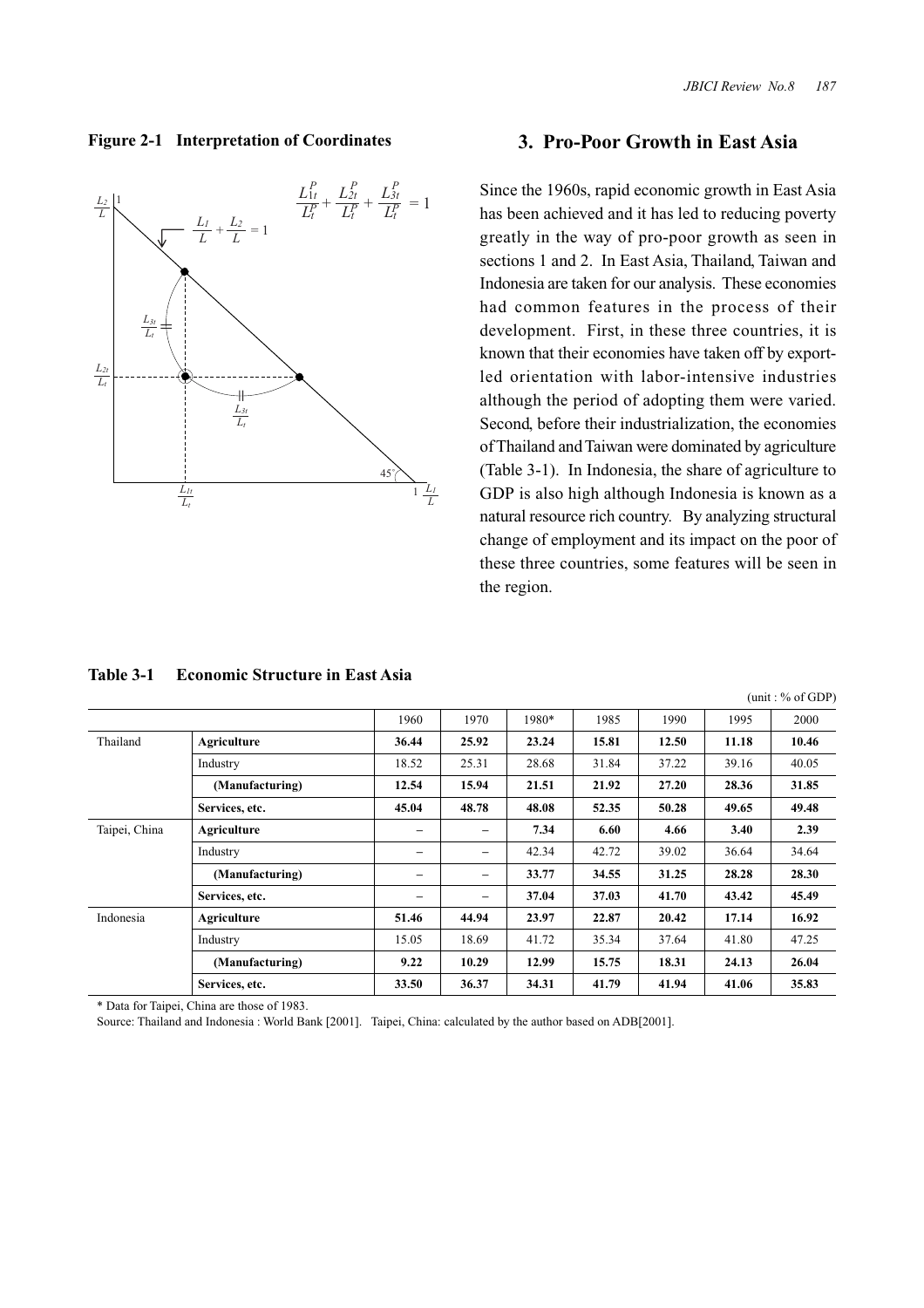**Figure 2-1 Interpretation of Coordinates**

## 3. Pro-Poor Growth in East Asia

Since the 1960s, rapid economic growth in East Asia has been achieved and it has led to reducing poverty greatly in the way of pro-poor growth as seen in sections 1 and 2. In East Asia, Thailand, Taiwan and Indonesia are taken for our analysis. These economies had common features in the process of their development. First, in these three countries, it is known that their economies have taken off by export-led orientation with labor-intensive industries although the period of adopting them were varied. Second, before their industrialization, the economies of Thailand and Taiwan were dominated by agriculture (Table 3-1). In Indonesia, the share of agriculture to GDP is also high although Indonesia is known as a natural resource rich country. By analyzing structural change of employment and its impact on the poor of these three countries, some features will be seen in the region.

**Table 3-1 Economic Structure in East Asia**

(unit : % of GDP)

| | | 1960 | 1970 | 1980* | 1985 | 1990 | 1995 | 2000 |
|---|---|---|---|---|---|---|---|---|
| Thailand | **Agriculture** | **36.44** | **25.92** | **23.24** | **15.81** | **12.50** | **11.18** | **10.46** |
| | Industry | 18.52 | 25.31 | 28.68 | 31.84 | 37.22 | 39.16 | 40.05 |
| | **(Manufacturing)** | **12.54** | **15.94** | **21.51** | **21.92** | **27.20** | **28.36** | **31.85** |
| | **Services, etc.** | **45.04** | **48.78** | **48.08** | **52.35** | **50.28** | **49.65** | **49.48** |
| Taipei, China | **Agriculture** | – | – | **7.34** | **6.60** | **4.66** | **3.40** | **2.39** |
| | Industry | – | – | 42.34 | 42.72 | 39.02 | 36.64 | 34.64 |
| | **(Manufacturing)** | – | – | **33.77** | **34.55** | **31.25** | **28.28** | **28.30** |
| | **Services, etc.** | – | – | **37.04** | **37.03** | **41.70** | **43.42** | **45.49** |
| Indonesia | **Agriculture** | **51.46** | **44.94** | **23.97** | **22.87** | **20.42** | **17.14** | **16.92** |
| | Industry | 15.05 | 18.69 | 41.72 | 35.34 | 37.64 | 41.80 | 47.25 |
| | **(Manufacturing)** | **9.22** | **10.29** | **12.99** | **15.75** | **18.31** | **24.13** | **26.04** |
| | **Services, etc.** | **33.50** | **36.37** | **34.31** | **41.79** | **41.94** | **41.06** | **35.83** |

\* Data for Taipei, China are those of 1983.

Source: Thailand and Indonesia : World Bank [2001]. Taipei, China: calculated by the author based on ADB[2001].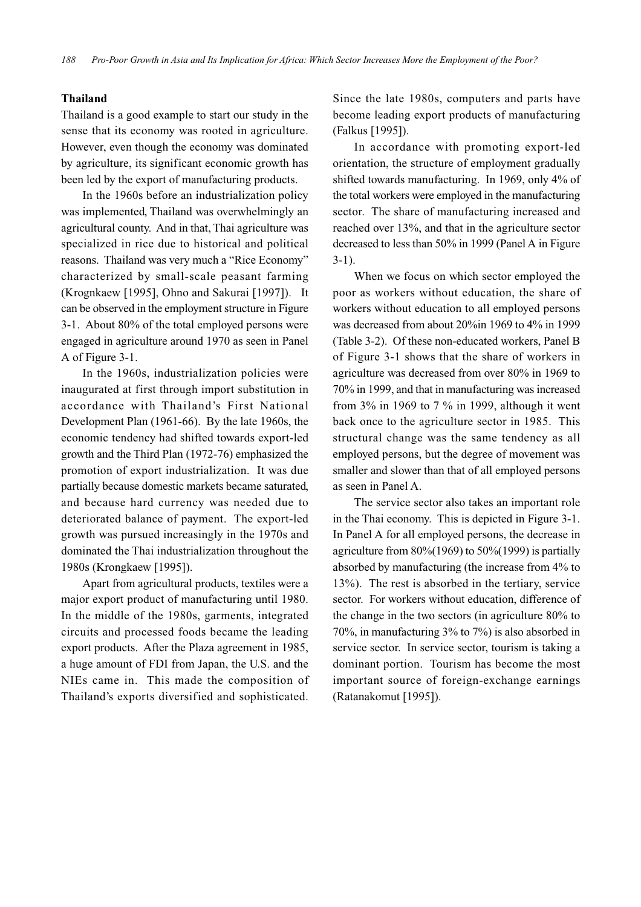### Thailand

Thailand is a good example to start our study in the sense that its economy was rooted in agriculture. However, even though the economy was dominated by agriculture, its significant economic growth has been led by the export of manufacturing products.

In the 1960s before an industrialization policy was implemented, Thailand was overwhelmingly an agricultural county. And in that, Thai agriculture was specialized in rice due to historical and political reasons. Thailand was very much a "Rice Economy" characterized by small-scale peasant farming (Krognkaew [1995], Ohno and Sakurai [1997]). It can be observed in the employment structure in Figure 3-1. About 80% of the total employed persons were engaged in agriculture around 1970 as seen in Panel A of Figure 3-1.

In the 1960s, industrialization policies were inaugurated at first through import substitution in accordance with Thailand's First National Development Plan (1961-66). By the late 1960s, the economic tendency had shifted towards export-led growth and the Third Plan (1972-76) emphasized the promotion of export industrialization. It was due partially because domestic markets became saturated, and because hard currency was needed due to deteriorated balance of payment. The export-led growth was pursued increasingly in the 1970s and dominated the Thai industrialization throughout the 1980s (Krongkaew [1995]).

Apart from agricultural products, textiles were a major export product of manufacturing until 1980. In the middle of the 1980s, garments, integrated circuits and processed foods became the leading export products. After the Plaza agreement in 1985, a huge amount of FDI from Japan, the U.S. and the NIEs came in. This made the composition of Thailand's exports diversified and sophisticated. Since the late 1980s, computers and parts have become leading export products of manufacturing (Falkus [1995]).

In accordance with promoting export-led orientation, the structure of employment gradually shifted towards manufacturing. In 1969, only 4% of the total workers were employed in the manufacturing sector. The share of manufacturing increased and reached over 13%, and that in the agriculture sector decreased to less than 50% in 1999 (Panel A in Figure 3-1).

When we focus on which sector employed the poor as workers without education, the share of workers without education to all employed persons was decreased from about 20%in 1969 to 4% in 1999 (Table 3-2). Of these non-educated workers, Panel B of Figure 3-1 shows that the share of workers in agriculture was decreased from over 80% in 1969 to 70% in 1999, and that in manufacturing was increased from 3% in 1969 to 7 % in 1999, although it went back once to the agriculture sector in 1985. This structural change was the same tendency as all employed persons, but the degree of movement was smaller and slower than that of all employed persons as seen in Panel A.

The service sector also takes an important role in the Thai economy. This is depicted in Figure 3-1. In Panel A for all employed persons, the decrease in agriculture from 80%(1969) to 50%(1999) is partially absorbed by manufacturing (the increase from 4% to 13%). The rest is absorbed in the tertiary, service sector. For workers without education, difference of the change in the two sectors (in agriculture 80% to 70%, in manufacturing 3% to 7%) is also absorbed in service sector. In service sector, tourism is taking a dominant portion. Tourism has become the most important source of foreign-exchange earnings (Ratanakomut [1995]).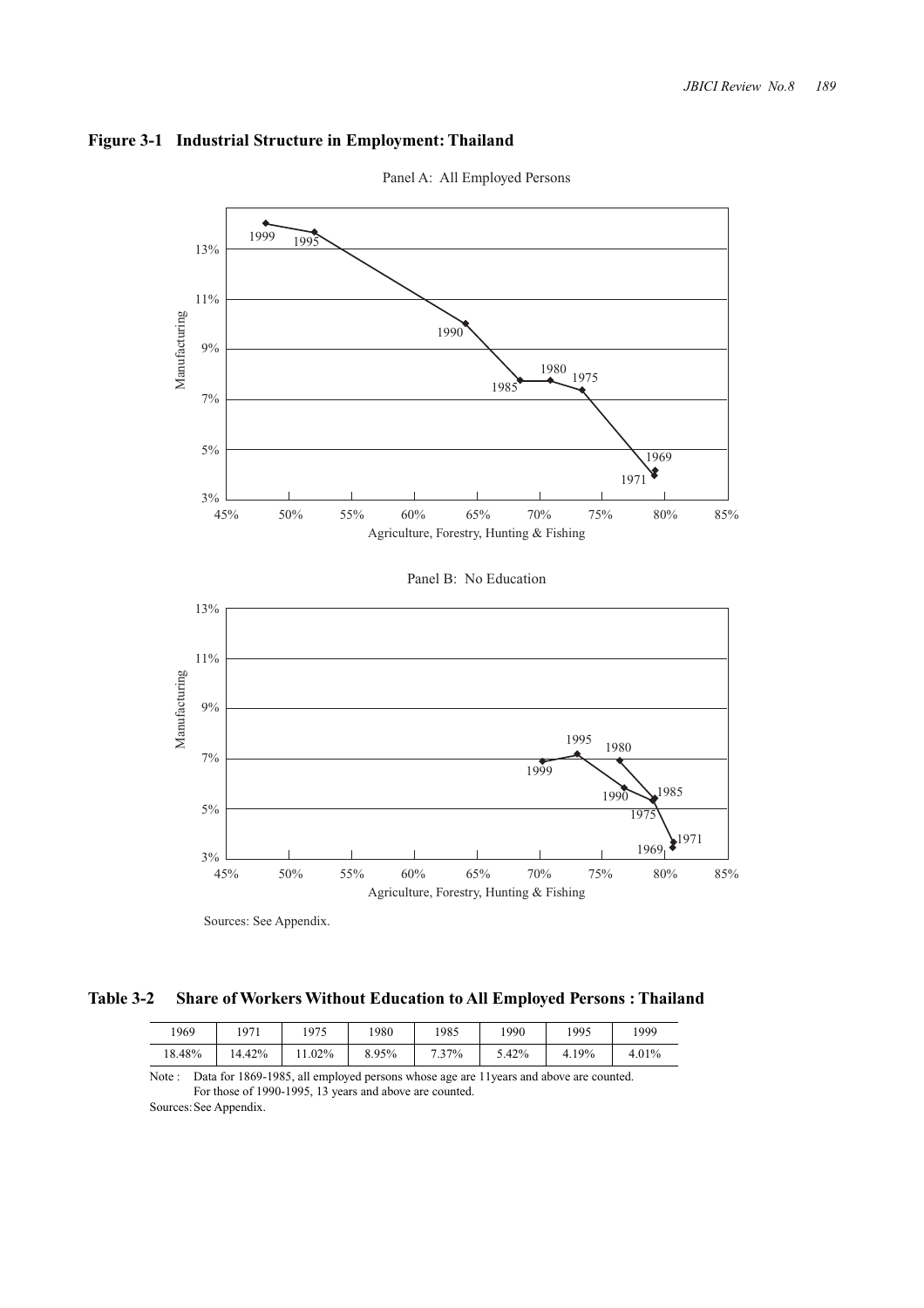**Figure 3-1 Industrial Structure in Employment: Thailand**

Panel A: All Employed Persons

Panel B: No Education

Sources: See Appendix.

**Table 3-2 Share of Workers Without Education to All Employed Persons : Thailand**

| 1969 | 1971 | 1975 | 1980 | 1985 | 1990 | 1995 | 1999 |
|---|---|---|---|---|---|---|---|
| 18.48% | 14.42% | 11.02% | 8.95% | 7.37% | 5.42% | 4.19% | 4.01% |

Note : Data for 1869-1985, all employed persons whose age are 11years and above are counted.
For those of 1990-1995, 13 years and above are counted.

Sources: See Appendix.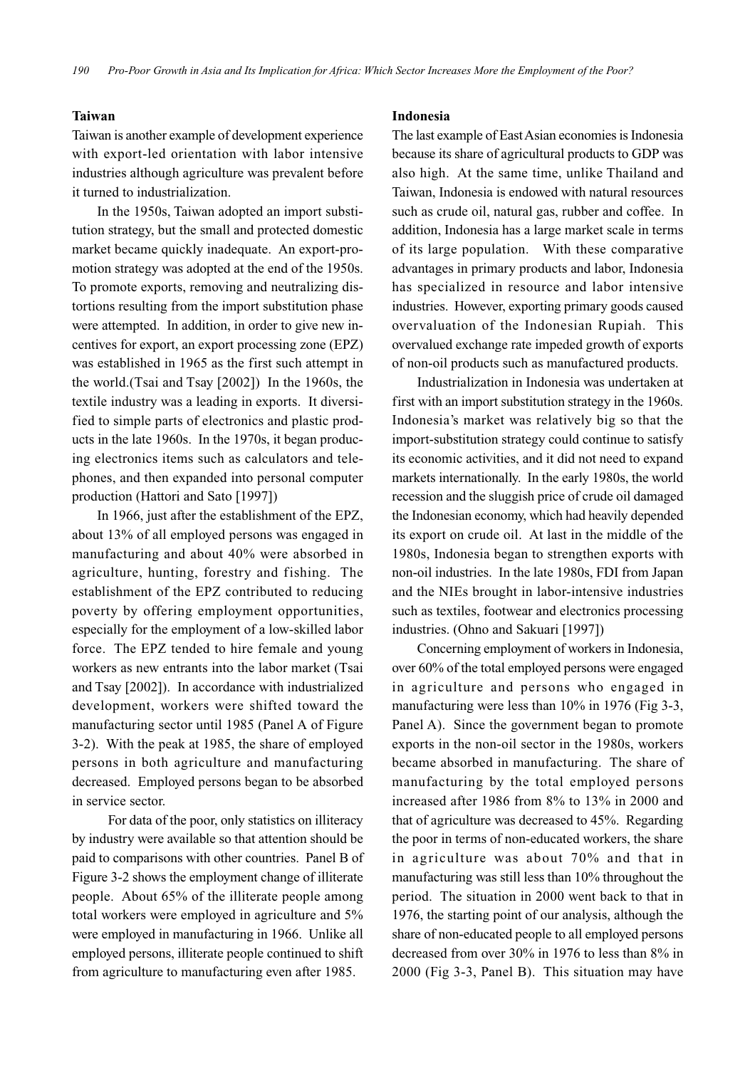### Taiwan

Taiwan is another example of development experience with export-led orientation with labor intensive industries although agriculture was prevalent before it turned to industrialization.

In the 1950s, Taiwan adopted an import substitution strategy, but the small and protected domestic market became quickly inadequate. An export-promotion strategy was adopted at the end of the 1950s. To promote exports, removing and neutralizing distortions resulting from the import substitution phase were attempted. In addition, in order to give new incentives for export, an export processing zone (EPZ) was established in 1965 as the first such attempt in the world.(Tsai and Tsay [2002]) In the 1960s, the textile industry was a leading in exports. It diversified to simple parts of electronics and plastic products in the late 1960s. In the 1970s, it began producing electronics items such as calculators and telephones, and then expanded into personal computer production (Hattori and Sato [1997])

In 1966, just after the establishment of the EPZ, about 13% of all employed persons was engaged in manufacturing and about 40% were absorbed in agriculture, hunting, forestry and fishing. The establishment of the EPZ contributed to reducing poverty by offering employment opportunities, especially for the employment of a low-skilled labor force. The EPZ tended to hire female and young workers as new entrants into the labor market (Tsai and Tsay [2002]). In accordance with industrialized development, workers were shifted toward the manufacturing sector until 1985 (Panel A of Figure 3-2). With the peak at 1985, the share of employed persons in both agriculture and manufacturing decreased. Employed persons began to be absorbed in service sector.

For data of the poor, only statistics on illiteracy by industry were available so that attention should be paid to comparisons with other countries. Panel B of Figure 3-2 shows the employment change of illiterate people. About 65% of the illiterate people among total workers were employed in agriculture and 5% were employed in manufacturing in 1966. Unlike all employed persons, illiterate people continued to shift from agriculture to manufacturing even after 1985.

### Indonesia

The last example of East Asian economies is Indonesia because its share of agricultural products to GDP was also high. At the same time, unlike Thailand and Taiwan, Indonesia is endowed with natural resources such as crude oil, natural gas, rubber and coffee. In addition, Indonesia has a large market scale in terms of its large population. With these comparative advantages in primary products and labor, Indonesia has specialized in resource and labor intensive industries. However, exporting primary goods caused overvaluation of the Indonesian Rupiah. This overvalued exchange rate impeded growth of exports of non-oil products such as manufactured products.

Industrialization in Indonesia was undertaken at first with an import substitution strategy in the 1960s. Indonesia's market was relatively big so that the import-substitution strategy could continue to satisfy its economic activities, and it did not need to expand markets internationally. In the early 1980s, the world recession and the sluggish price of crude oil damaged the Indonesian economy, which had heavily depended its export on crude oil. At last in the middle of the 1980s, Indonesia began to strengthen exports with non-oil industries. In the late 1980s, FDI from Japan and the NIEs brought in labor-intensive industries such as textiles, footwear and electronics processing industries. (Ohno and Sakuari [1997])

Concerning employment of workers in Indonesia, over 60% of the total employed persons were engaged in agriculture and persons who engaged in manufacturing were less than 10% in 1976 (Fig 3-3, Panel A). Since the government began to promote exports in the non-oil sector in the 1980s, workers became absorbed in manufacturing. The share of manufacturing by the total employed persons increased after 1986 from 8% to 13% in 2000 and that of agriculture was decreased to 45%. Regarding the poor in terms of non-educated workers, the share in agriculture was about 70% and that in manufacturing was still less than 10% throughout the period. The situation in 2000 went back to that in 1976, the starting point of our analysis, although the share of non-educated people to all employed persons decreased from over 30% in 1976 to less than 8% in 2000 (Fig 3-3, Panel B). This situation may have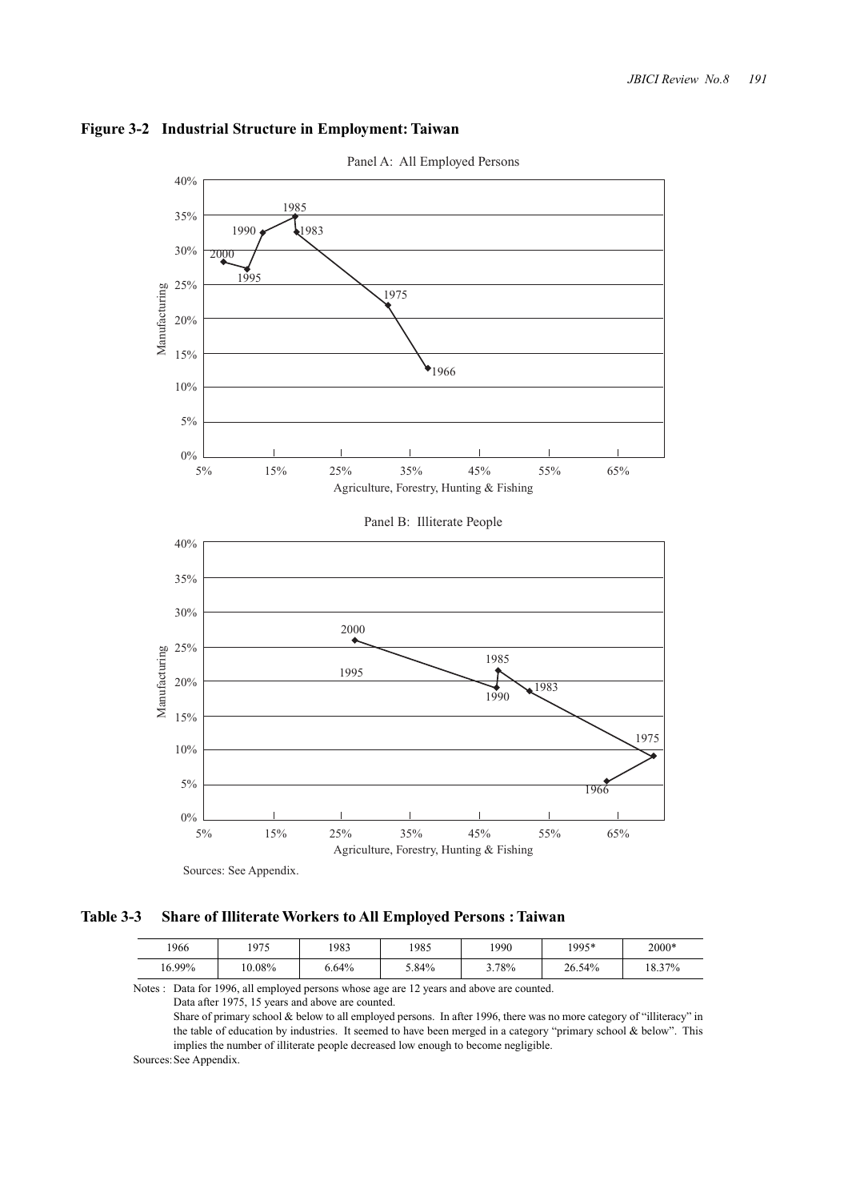**Figure 3-2 Industrial Structure in Employment: Taiwan**

Panel A: All Employed Persons

Panel B: Illiterate People

Sources: See Appendix.

**Table 3-3 Share of Illiterate Workers to All Employed Persons : Taiwan**

| 1966 | 1975 | 1983 | 1985 | 1990 | 1995* | 2000* |
|---|---|---|---|---|---|---|
| 16.99% | 10.08% | 6.64% | 5.84% | 3.78% | 26.54% | 18.37% |

Notes : Data for 1996, all employed persons whose age are 12 years and above are counted.
Data after 1975, 15 years and above are counted.
Share of primary school & below to all employed persons. In after 1996, there was no more category of "illiteracy" in the table of education by industries. It seemed to have been merged in a category "primary school & below". This implies the number of illiterate people decreased low enough to become negligible.

Sources: See Appendix.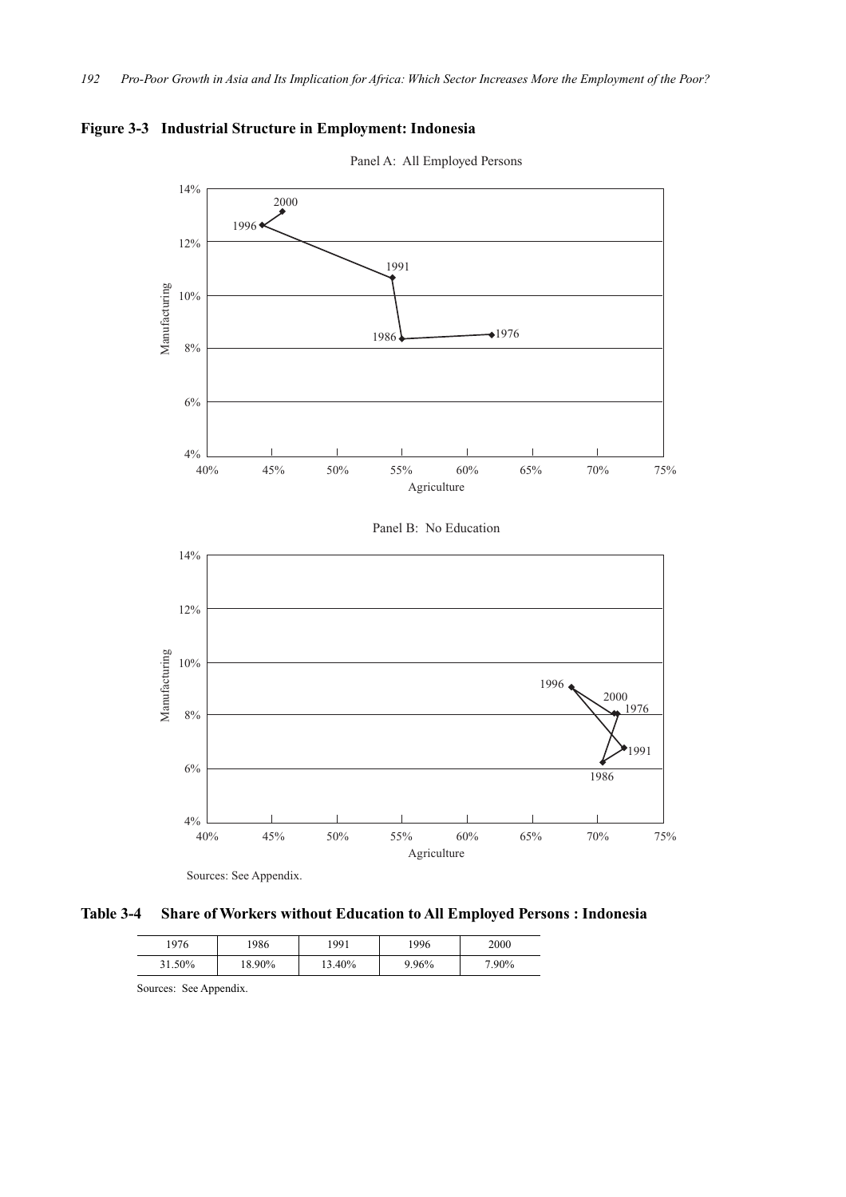**Figure 3-3 Industrial Structure in Employment: Indonesia**

Panel A: All Employed Persons

Panel B: No Education

Sources: See Appendix.

**Table 3-4 Share of Workers without Education to All Employed Persons : Indonesia**

| 1976 | 1986 | 1991 | 1996 | 2000 |
|---|---|---|---|---|
| 31.50% | 18.90% | 13.40% | 9.96% | 7.90% |

Sources: See Appendix.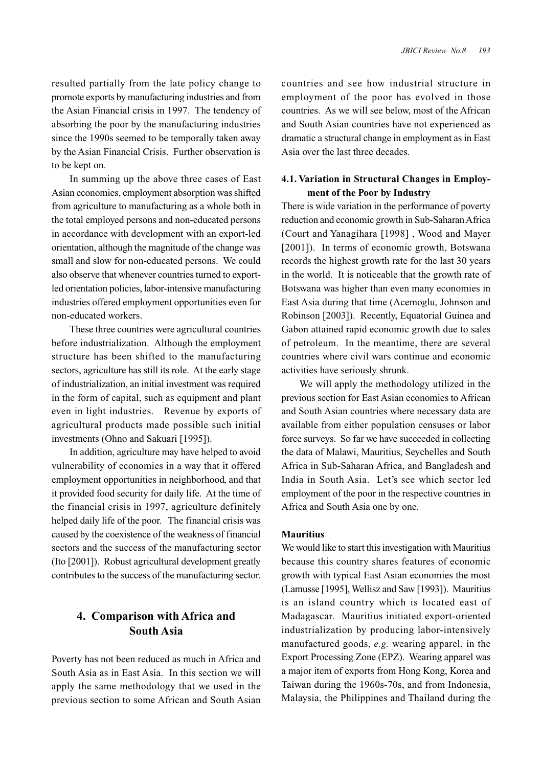resulted partially from the late policy change to promote exports by manufacturing industries and from the Asian Financial crisis in 1997. The tendency of absorbing the poor by the manufacturing industries since the 1990s seemed to be temporally taken away by the Asian Financial Crisis. Further observation is to be kept on.

In summing up the above three cases of East Asian economies, employment absorption was shifted from agriculture to manufacturing as a whole both in the total employed persons and non-educated persons in accordance with development with an export-led orientation, although the magnitude of the change was small and slow for non-educated persons. We could also observe that whenever countries turned to export-led orientation policies, labor-intensive manufacturing industries offered employment opportunities even for non-educated workers.

These three countries were agricultural countries before industrialization. Although the employment structure has been shifted to the manufacturing sectors, agriculture has still its role. At the early stage of industrialization, an initial investment was required in the form of capital, such as equipment and plant even in light industries. Revenue by exports of agricultural products made possible such initial investments (Ohno and Sakuari [1995]).

In addition, agriculture may have helped to avoid vulnerability of economies in a way that it offered employment opportunities in neighborhood, and that it provided food security for daily life. At the time of the financial crisis in 1997, agriculture definitely helped daily life of the poor. The financial crisis was caused by the coexistence of the weakness of financial sectors and the success of the manufacturing sector (Ito [2001]). Robust agricultural development greatly contributes to the success of the manufacturing sector.

## 4. Comparison with Africa and South Asia

Poverty has not been reduced as much in Africa and South Asia as in East Asia. In this section we will apply the same methodology that we used in the previous section to some African and South Asian countries and see how industrial structure in employment of the poor has evolved in those countries. As we will see below, most of the African and South Asian countries have not experienced as dramatic a structural change in employment as in East Asia over the last three decades.

### 4.1. Variation in Structural Changes in Employment of the Poor by Industry

There is wide variation in the performance of poverty reduction and economic growth in Sub-Saharan Africa (Court and Yanagihara [1998] , Wood and Mayer [2001]). In terms of economic growth, Botswana records the highest growth rate for the last 30 years in the world. It is noticeable that the growth rate of Botswana was higher than even many economies in East Asia during that time (Acemoglu, Johnson and Robinson [2003]). Recently, Equatorial Guinea and Gabon attained rapid economic growth due to sales of petroleum. In the meantime, there are several countries where civil wars continue and economic activities have seriously shrunk.

We will apply the methodology utilized in the previous section for East Asian economies to African and South Asian countries where necessary data are available from either population censuses or labor force surveys. So far we have succeeded in collecting the data of Malawi, Mauritius, Seychelles and South Africa in Sub-Saharan Africa, and Bangladesh and India in South Asia. Let's see which sector led employment of the poor in the respective countries in Africa and South Asia one by one.

#### Mauritius

We would like to start this investigation with Mauritius because this country shares features of economic growth with typical East Asian economies the most (Lamusse [1995], Wellisz and Saw [1993]). Mauritius is an island country which is located east of Madagascar. Mauritius initiated export-oriented industrialization by producing labor-intensively manufactured goods, *e.g.* wearing apparel, in the Export Processing Zone (EPZ). Wearing apparel was a major item of exports from Hong Kong, Korea and Taiwan during the 1960s-70s, and from Indonesia, Malaysia, the Philippines and Thailand during the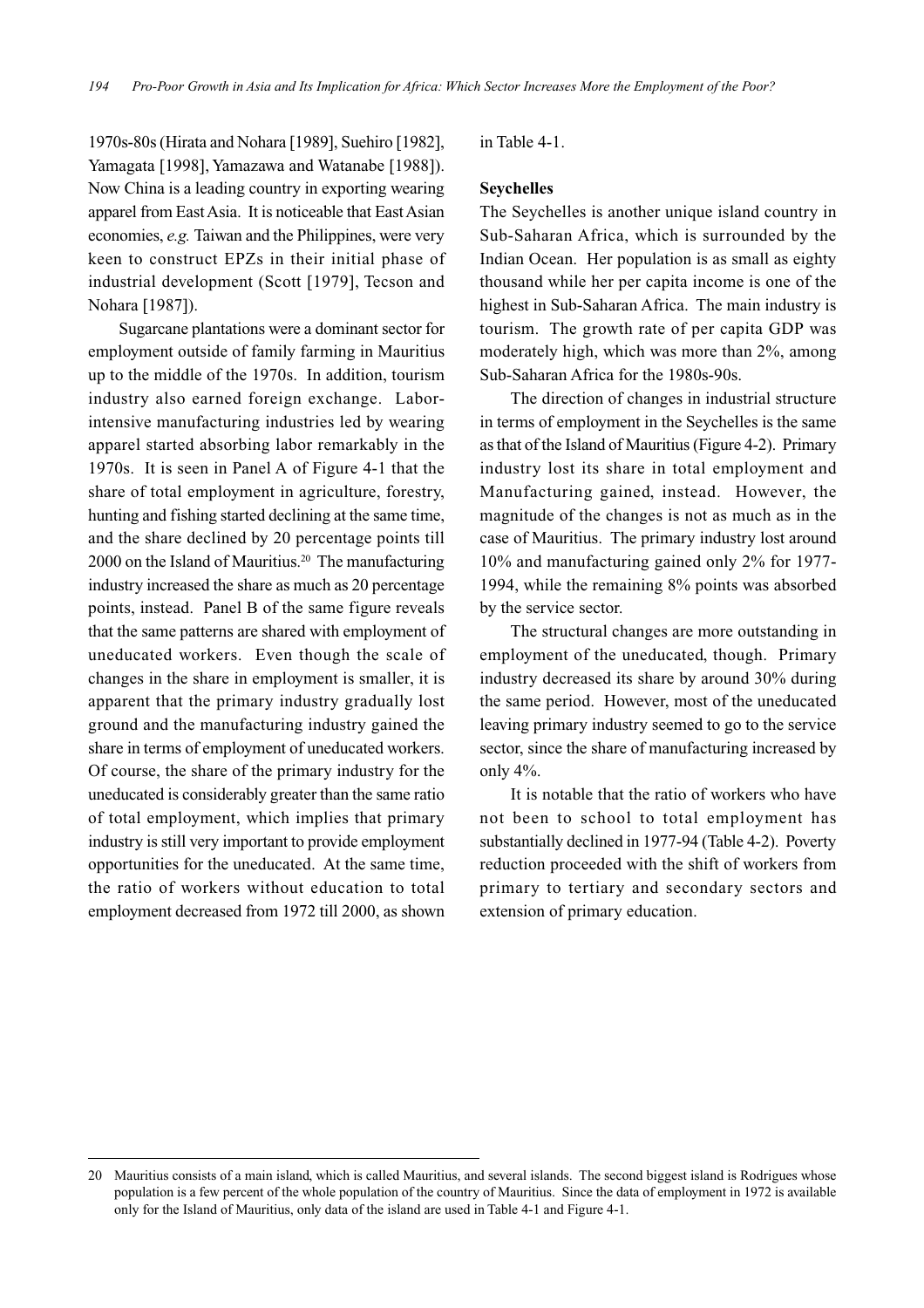1970s-80s (Hirata and Nohara [1989], Suehiro [1982], Yamagata [1998], Yamazawa and Watanabe [1988]). Now China is a leading country in exporting wearing apparel from East Asia. It is noticeable that East Asian economies, *e.g.* Taiwan and the Philippines, were very keen to construct EPZs in their initial phase of industrial development (Scott [1979], Tecson and Nohara [1987]).

Sugarcane plantations were a dominant sector for employment outside of family farming in Mauritius up to the middle of the 1970s. In addition, tourism industry also earned foreign exchange. Labor-intensive manufacturing industries led by wearing apparel started absorbing labor remarkably in the 1970s. It is seen in Panel A of Figure 4-1 that the share of total employment in agriculture, forestry, hunting and fishing started declining at the same time, and the share declined by 20 percentage points till 2000 on the Island of Mauritius.[20] The manufacturing industry increased the share as much as 20 percentage points, instead. Panel B of the same figure reveals that the same patterns are shared with employment of uneducated workers. Even though the scale of changes in the share in employment is smaller, it is apparent that the primary industry gradually lost ground and the manufacturing industry gained the share in terms of employment of uneducated workers. Of course, the share of the primary industry for the uneducated is considerably greater than the same ratio of total employment, which implies that primary industry is still very important to provide employment opportunities for the uneducated. At the same time, the ratio of workers without education to total employment decreased from 1972 till 2000, as shown in Table 4-1.

**Seychelles**

The Seychelles is another unique island country in Sub-Saharan Africa, which is surrounded by the Indian Ocean. Her population is as small as eighty thousand while her per capita income is one of the highest in Sub-Saharan Africa. The main industry is tourism. The growth rate of per capita GDP was moderately high, which was more than 2%, among Sub-Saharan Africa for the 1980s-90s.

The direction of changes in industrial structure in terms of employment in the Seychelles is the same as that of the Island of Mauritius (Figure 4-2). Primary industry lost its share in total employment and Manufacturing gained, instead. However, the magnitude of the changes is not as much as in the case of Mauritius. The primary industry lost around 10% and manufacturing gained only 2% for 1977-1994, while the remaining 8% points was absorbed by the service sector.

The structural changes are more outstanding in employment of the uneducated, though. Primary industry decreased its share by around 30% during the same period. However, most of the uneducated leaving primary industry seemed to go to the service sector, since the share of manufacturing increased by only 4%.

It is notable that the ratio of workers who have not been to school to total employment has substantially declined in 1977-94 (Table 4-2). Poverty reduction proceeded with the shift of workers from primary to tertiary and secondary sectors and extension of primary education.

---

20 Mauritius consists of a main island, which is called Mauritius, and several islands. The second biggest island is Rodrigues whose population is a few percent of the whole population of the country of Mauritius. Since the data of employment in 1972 is available only for the Island of Mauritius, only data of the island are used in Table 4-1 and Figure 4-1.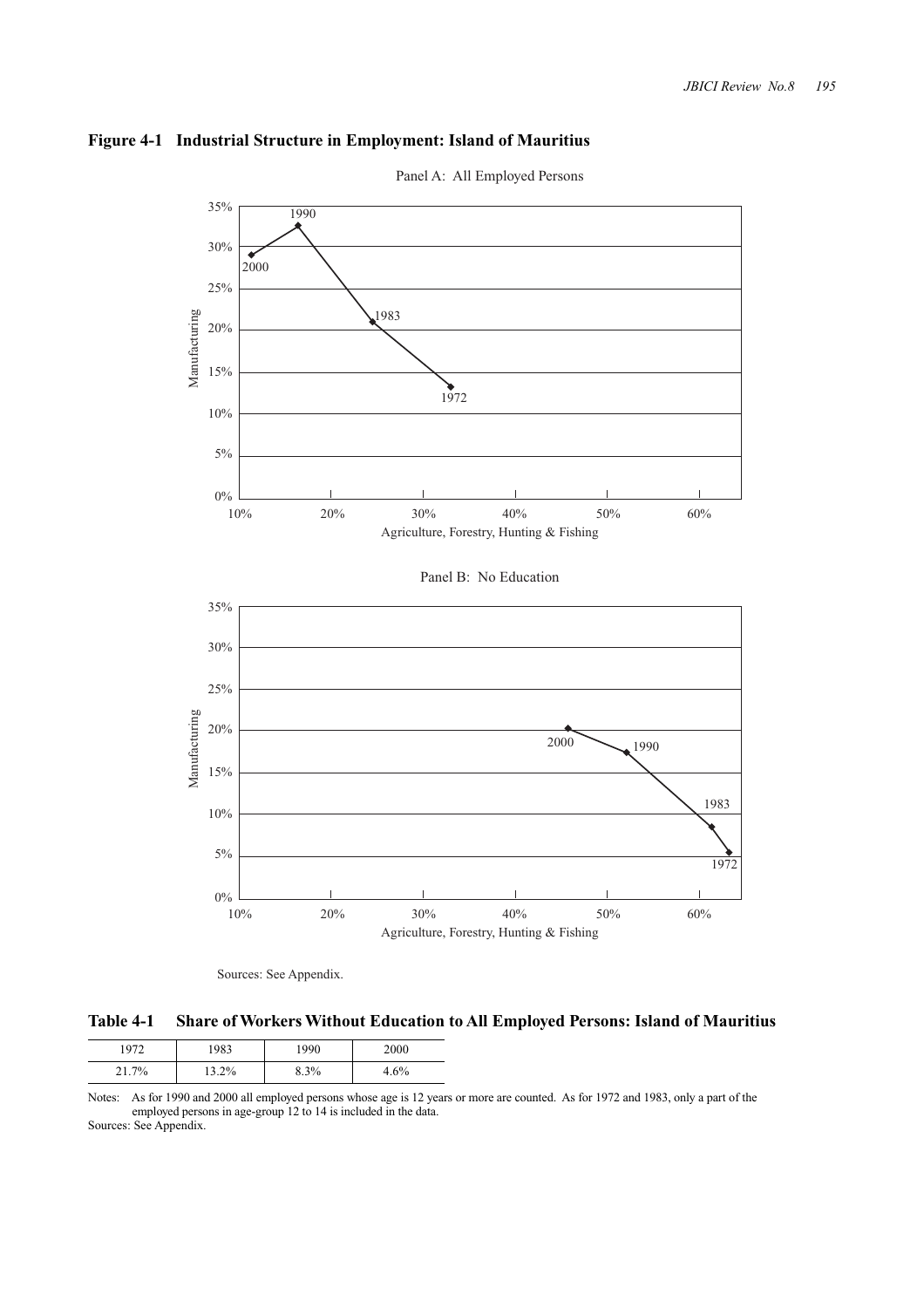**Figure 4-1 Industrial Structure in Employment: Island of Mauritius**

Panel A: All Employed Persons

Panel B: No Education

Sources: See Appendix.

**Table 4-1 Share of Workers Without Education to All Employed Persons: Island of Mauritius**

| 1972 | 1983 | 1990 | 2000 |
|---|---|---|---|
| 21.7% | 13.2% | 8.3% | 4.6% |

Notes: As for 1990 and 2000 all employed persons whose age is 12 years or more are counted. As for 1972 and 1983, only a part of the employed persons in age-group 12 to 14 is included in the data.

Sources: See Appendix.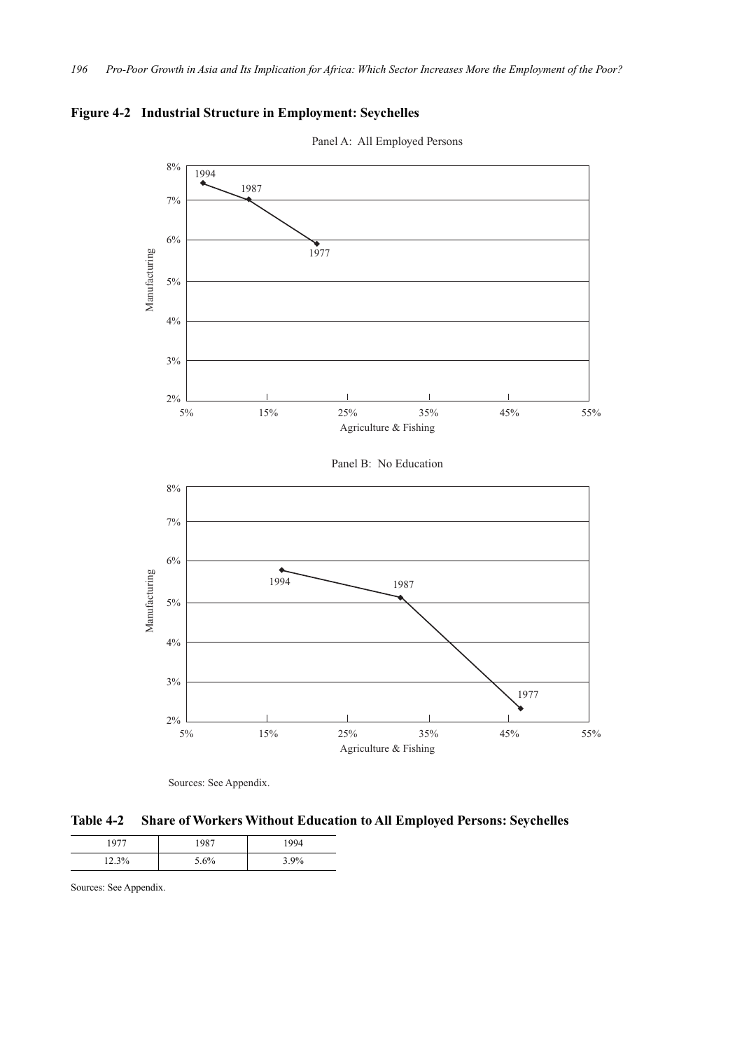**Figure 4-2 Industrial Structure in Employment: Seychelles**

Panel A: All Employed Persons

Panel B: No Education

Sources: See Appendix.

**Table 4-2 Share of Workers Without Education to All Employed Persons: Seychelles**

| 1977 | 1987 | 1994 |
|---|---|---|
| 12.3% | 5.6% | 3.9% |

Sources: See Appendix.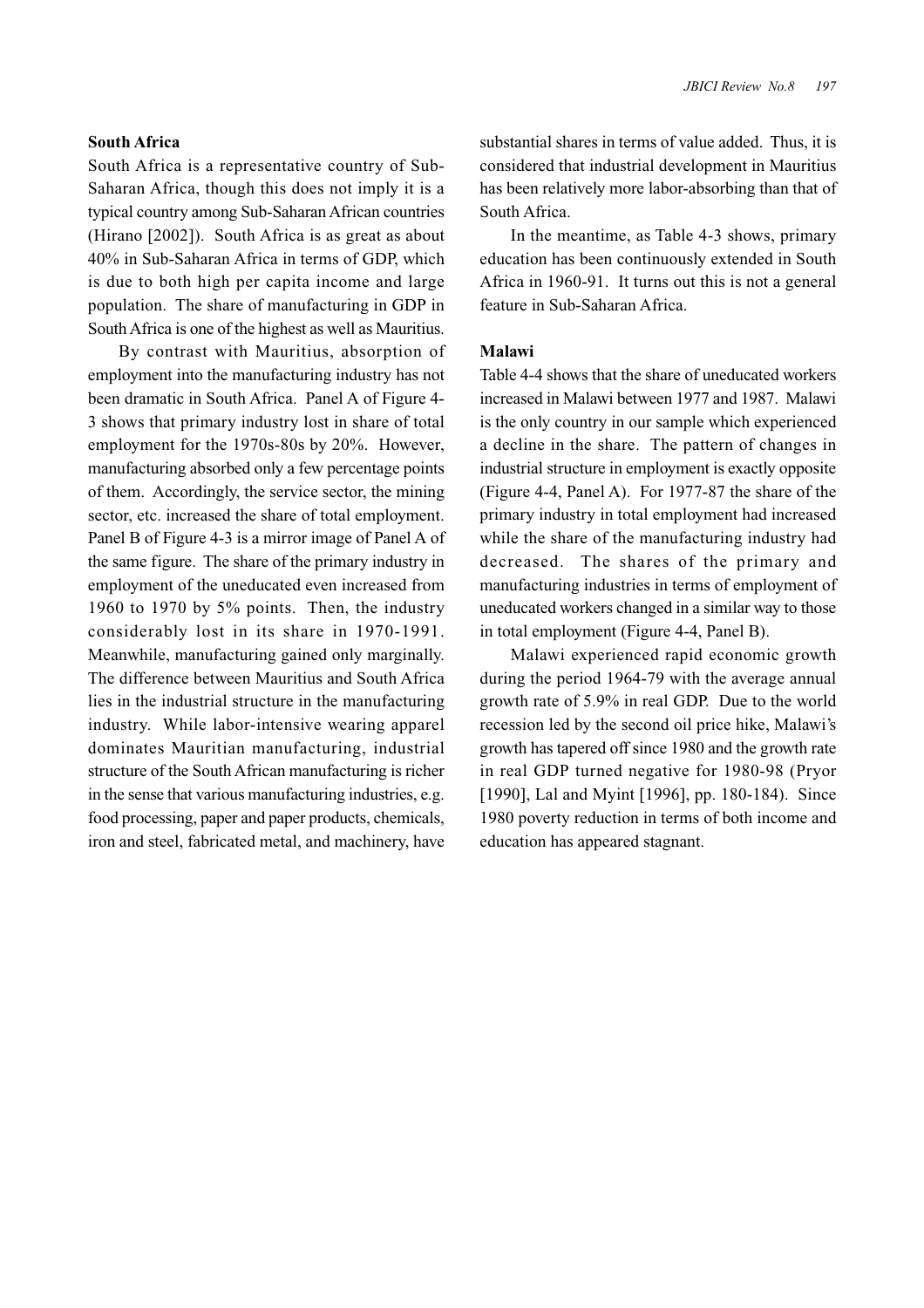### South Africa

South Africa is a representative country of Sub-Saharan Africa, though this does not imply it is a typical country among Sub-Saharan African countries (Hirano [2002]). South Africa is as great as about 40% in Sub-Saharan Africa in terms of GDP, which is due to both high per capita income and large population. The share of manufacturing in GDP in South Africa is one of the highest as well as Mauritius.

By contrast with Mauritius, absorption of employment into the manufacturing industry has not been dramatic in South Africa. Panel A of Figure 4-3 shows that primary industry lost in share of total employment for the 1970s-80s by 20%. However, manufacturing absorbed only a few percentage points of them. Accordingly, the service sector, the mining sector, etc. increased the share of total employment. Panel B of Figure 4-3 is a mirror image of Panel A of the same figure. The share of the primary industry in employment of the uneducated even increased from 1960 to 1970 by 5% points. Then, the industry considerably lost in its share in 1970-1991. Meanwhile, manufacturing gained only marginally. The difference between Mauritius and South Africa lies in the industrial structure in the manufacturing industry. While labor-intensive wearing apparel dominates Mauritian manufacturing, industrial structure of the South African manufacturing is richer in the sense that various manufacturing industries, e.g. food processing, paper and paper products, chemicals, iron and steel, fabricated metal, and machinery, have substantial shares in terms of value added. Thus, it is considered that industrial development in Mauritius has been relatively more labor-absorbing than that of South Africa.

In the meantime, as Table 4-3 shows, primary education has been continuously extended in South Africa in 1960-91. It turns out this is not a general feature in Sub-Saharan Africa.

### Malawi

Table 4-4 shows that the share of uneducated workers increased in Malawi between 1977 and 1987. Malawi is the only country in our sample which experienced a decline in the share. The pattern of changes in industrial structure in employment is exactly opposite (Figure 4-4, Panel A). For 1977-87 the share of the primary industry in total employment had increased while the share of the manufacturing industry had decreased. The shares of the primary and manufacturing industries in terms of employment of uneducated workers changed in a similar way to those in total employment (Figure 4-4, Panel B).

Malawi experienced rapid economic growth during the period 1964-79 with the average annual growth rate of 5.9% in real GDP. Due to the world recession led by the second oil price hike, Malawi's growth has tapered off since 1980 and the growth rate in real GDP turned negative for 1980-98 (Pryor [1990], Lal and Myint [1996], pp. 180-184). Since 1980 poverty reduction in terms of both income and education has appeared stagnant.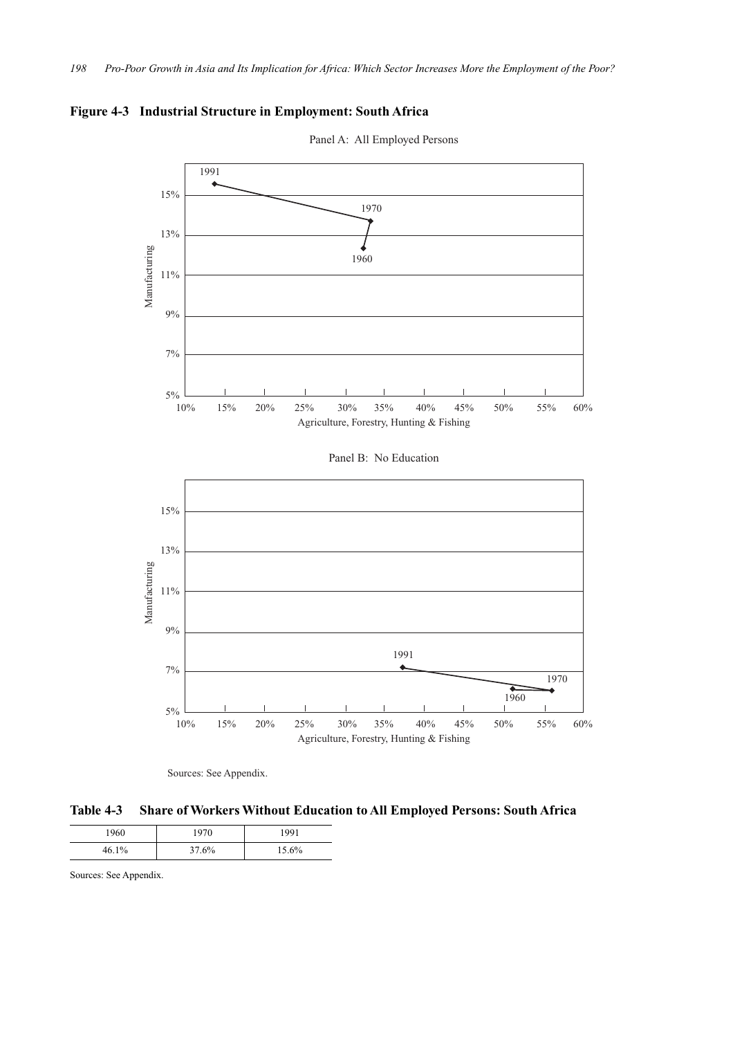**Figure 4-3 Industrial Structure in Employment: South Africa**

Panel A: All Employed Persons

Panel B: No Education

Sources: See Appendix.

**Table 4-3 Share of Workers Without Education to All Employed Persons: South Africa**

| 1960 | 1970 | 1991 |
|---|---|---|
| 46.1% | 37.6% | 15.6% |

Sources: See Appendix.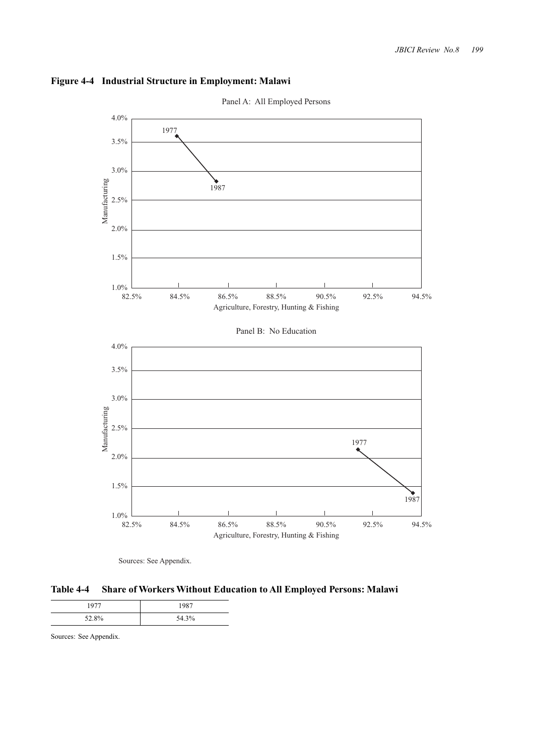**Figure 4-4 Industrial Structure in Employment: Malawi**

Panel A: All Employed Persons

Panel B: No Education

Sources: See Appendix.

**Table 4-4 Share of Workers Without Education to All Employed Persons: Malawi**

| 1977 | 1987 |
| --- | --- |
| 52.8% | 54.3% |

Sources: See Appendix.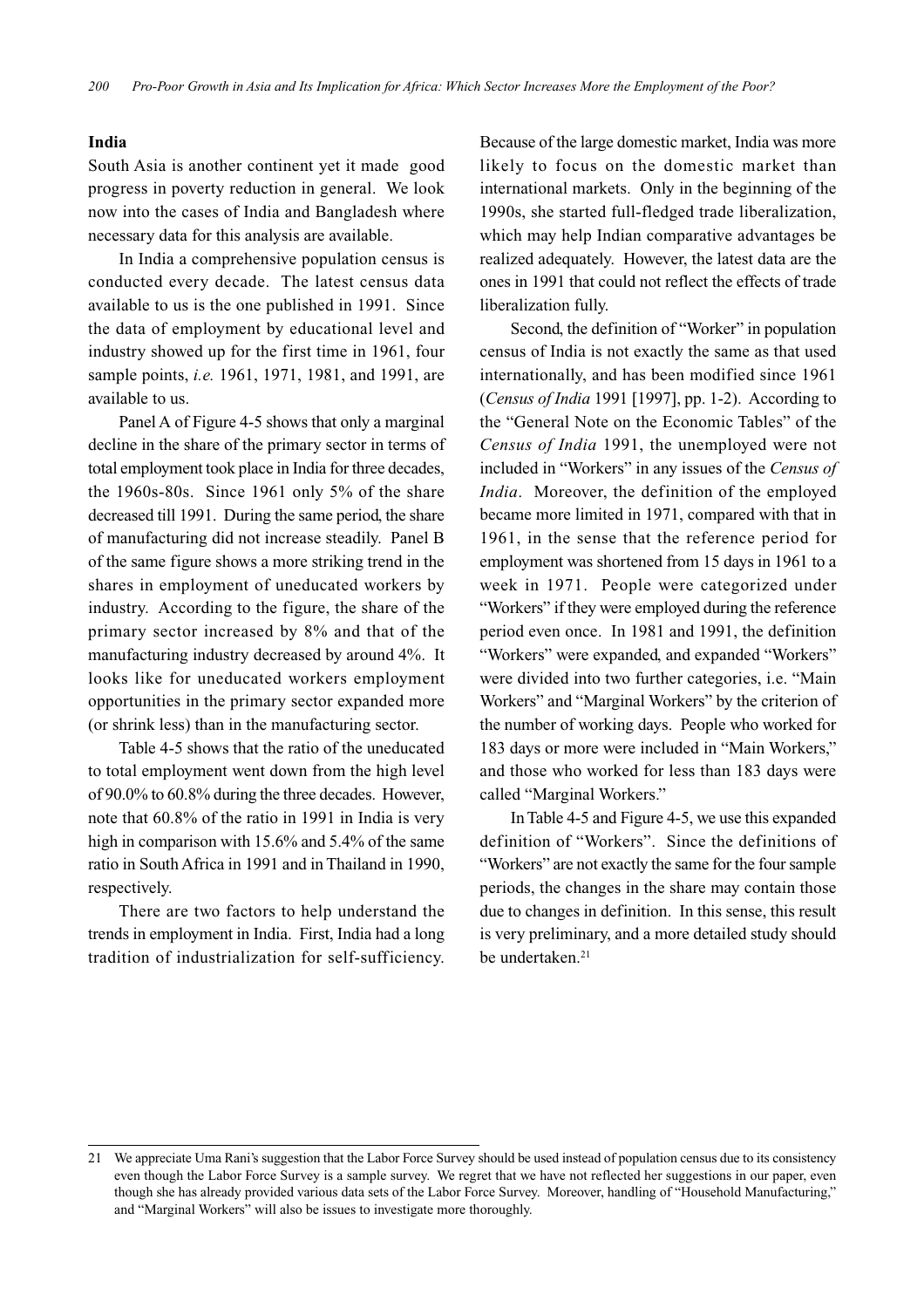### India

South Asia is another continent yet it made good progress in poverty reduction in general. We look now into the cases of India and Bangladesh where necessary data for this analysis are available.

In India a comprehensive population census is conducted every decade. The latest census data available to us is the one published in 1991. Since the data of employment by educational level and industry showed up for the first time in 1961, four sample points, *i.e.* 1961, 1971, 1981, and 1991, are available to us.

Panel A of Figure 4-5 shows that only a marginal decline in the share of the primary sector in terms of total employment took place in India for three decades, the 1960s-80s. Since 1961 only 5% of the share decreased till 1991. During the same period, the share of manufacturing did not increase steadily. Panel B of the same figure shows a more striking trend in the shares in employment of uneducated workers by industry. According to the figure, the share of the primary sector increased by 8% and that of the manufacturing industry decreased by around 4%. It looks like for uneducated workers employment opportunities in the primary sector expanded more (or shrink less) than in the manufacturing sector.

Table 4-5 shows that the ratio of the uneducated to total employment went down from the high level of 90.0% to 60.8% during the three decades. However, note that 60.8% of the ratio in 1991 in India is very high in comparison with 15.6% and 5.4% of the same ratio in South Africa in 1991 and in Thailand in 1990, respectively.

There are two factors to help understand the trends in employment in India. First, India had a long tradition of industrialization for self-sufficiency. Because of the large domestic market, India was more likely to focus on the domestic market than international markets. Only in the beginning of the 1990s, she started full-fledged trade liberalization, which may help Indian comparative advantages be realized adequately. However, the latest data are the ones in 1991 that could not reflect the effects of trade liberalization fully.

Second, the definition of "Worker" in population census of India is not exactly the same as that used internationally, and has been modified since 1961 (*Census of India* 1991 [1997], pp. 1-2). According to the "General Note on the Economic Tables" of the *Census of India* 1991, the unemployed were not included in "Workers" in any issues of the *Census of India*. Moreover, the definition of the employed became more limited in 1971, compared with that in 1961, in the sense that the reference period for employment was shortened from 15 days in 1961 to a week in 1971. People were categorized under "Workers" if they were employed during the reference period even once. In 1981 and 1991, the definition "Workers" were expanded, and expanded "Workers" were divided into two further categories, i.e. "Main Workers" and "Marginal Workers" by the criterion of the number of working days. People who worked for 183 days or more were included in "Main Workers," and those who worked for less than 183 days were called "Marginal Workers."

In Table 4-5 and Figure 4-5, we use this expanded definition of "Workers". Since the definitions of "Workers" are not exactly the same for the four sample periods, the changes in the share may contain those due to changes in definition. In this sense, this result is very preliminary, and a more detailed study should be undertaken.[21]

---

21 We appreciate Uma Rani's suggestion that the Labor Force Survey should be used instead of population census due to its consistency even though the Labor Force Survey is a sample survey. We regret that we have not reflected her suggestions in our paper, even though she has already provided various data sets of the Labor Force Survey. Moreover, handling of "Household Manufacturing," and "Marginal Workers" will also be issues to investigate more thoroughly.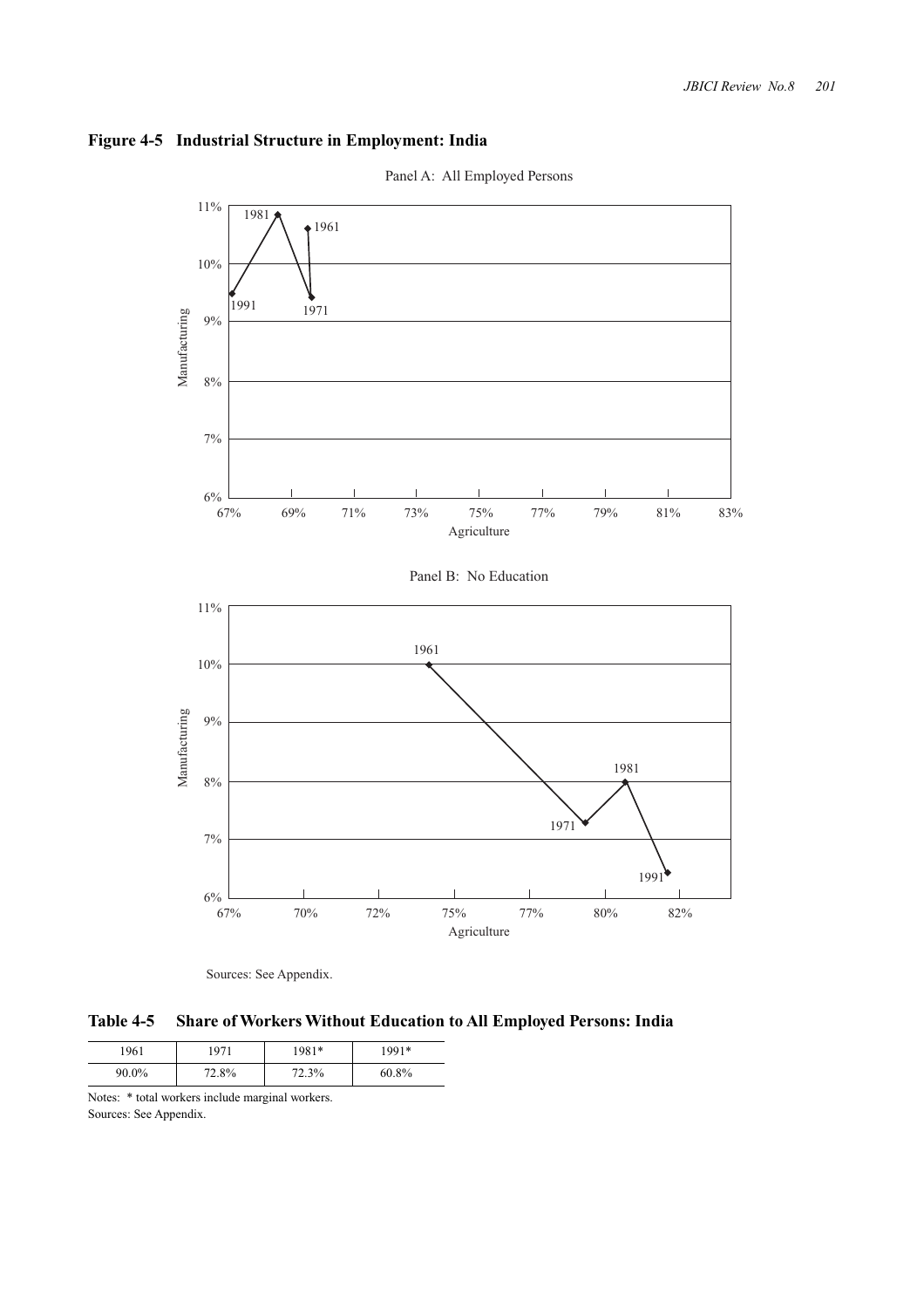**Figure 4-5 Industrial Structure in Employment: India**

Panel A: All Employed Persons

Panel B: No Education

Sources: See Appendix.

**Table 4-5 Share of Workers Without Education to All Employed Persons: India**

| 1961 | 1971 | 1981* | 1991* |
|---|---|---|---|
| 90.0% | 72.8% | 72.3% | 60.8% |

Notes: * total workers include marginal workers.
Sources: See Appendix.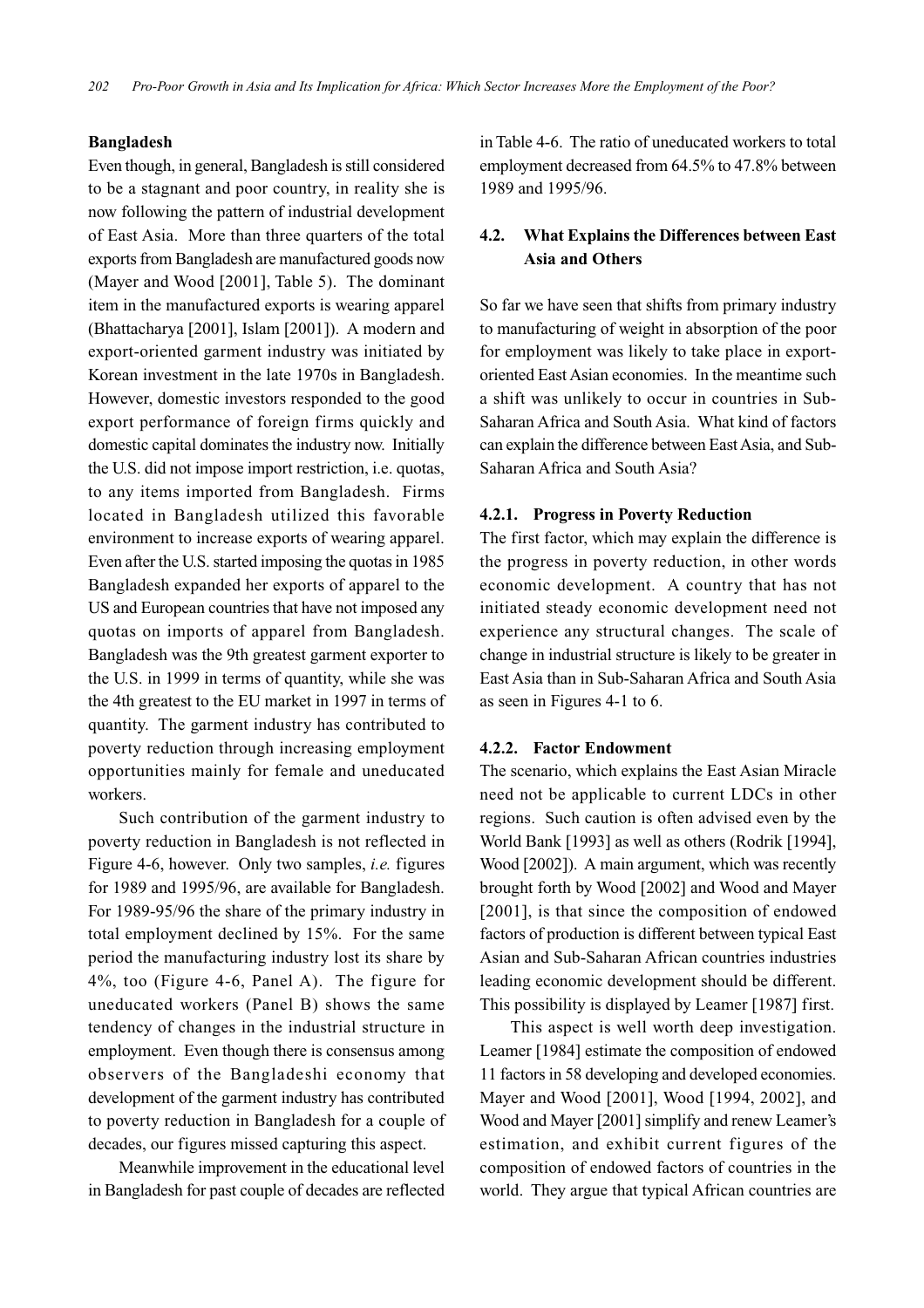**Bangladesh**

Even though, in general, Bangladesh is still considered to be a stagnant and poor country, in reality she is now following the pattern of industrial development of East Asia. More than three quarters of the total exports from Bangladesh are manufactured goods now (Mayer and Wood [2001], Table 5). The dominant item in the manufactured exports is wearing apparel (Bhattacharya [2001], Islam [2001]). A modern and export-oriented garment industry was initiated by Korean investment in the late 1970s in Bangladesh. However, domestic investors responded to the good export performance of foreign firms quickly and domestic capital dominates the industry now. Initially the U.S. did not impose import restriction, i.e. quotas, to any items imported from Bangladesh. Firms located in Bangladesh utilized this favorable environment to increase exports of wearing apparel. Even after the U.S. started imposing the quotas in 1985 Bangladesh expanded her exports of apparel to the US and European countries that have not imposed any quotas on imports of apparel from Bangladesh. Bangladesh was the 9th greatest garment exporter to the U.S. in 1999 in terms of quantity, while she was the 4th greatest to the EU market in 1997 in terms of quantity. The garment industry has contributed to poverty reduction through increasing employment opportunities mainly for female and uneducated workers.

Such contribution of the garment industry to poverty reduction in Bangladesh is not reflected in Figure 4-6, however. Only two samples, *i.e.* figures for 1989 and 1995/96, are available for Bangladesh. For 1989-95/96 the share of the primary industry in total employment declined by 15%. For the same period the manufacturing industry lost its share by 4%, too (Figure 4-6, Panel A). The figure for uneducated workers (Panel B) shows the same tendency of changes in the industrial structure in employment. Even though there is consensus among observers of the Bangladeshi economy that development of the garment industry has contributed to poverty reduction in Bangladesh for a couple of decades, our figures missed capturing this aspect.

Meanwhile improvement in the educational level in Bangladesh for past couple of decades are reflected in Table 4-6. The ratio of uneducated workers to total employment decreased from 64.5% to 47.8% between 1989 and 1995/96.

## 4.2. What Explains the Differences between East Asia and Others

So far we have seen that shifts from primary industry to manufacturing of weight in absorption of the poor for employment was likely to take place in export-oriented East Asian economies. In the meantime such a shift was unlikely to occur in countries in Sub-Saharan Africa and South Asia. What kind of factors can explain the difference between East Asia, and Sub-Saharan Africa and South Asia?

### 4.2.1. Progress in Poverty Reduction

The first factor, which may explain the difference is the progress in poverty reduction, in other words economic development. A country that has not initiated steady economic development need not experience any structural changes. The scale of change in industrial structure is likely to be greater in East Asia than in Sub-Saharan Africa and South Asia as seen in Figures 4-1 to 6.

### 4.2.2. Factor Endowment

The scenario, which explains the East Asian Miracle need not be applicable to current LDCs in other regions. Such caution is often advised even by the World Bank [1993] as well as others (Rodrik [1994], Wood [2002]). A main argument, which was recently brought forth by Wood [2002] and Wood and Mayer [2001], is that since the composition of endowed factors of production is different between typical East Asian and Sub-Saharan African countries industries leading economic development should be different. This possibility is displayed by Leamer [1987] first.

This aspect is well worth deep investigation. Leamer [1984] estimate the composition of endowed 11 factors in 58 developing and developed economies. Mayer and Wood [2001], Wood [1994, 2002], and Wood and Mayer [2001] simplify and renew Leamer's estimation, and exhibit current figures of the composition of endowed factors of countries in the world. They argue that typical African countries are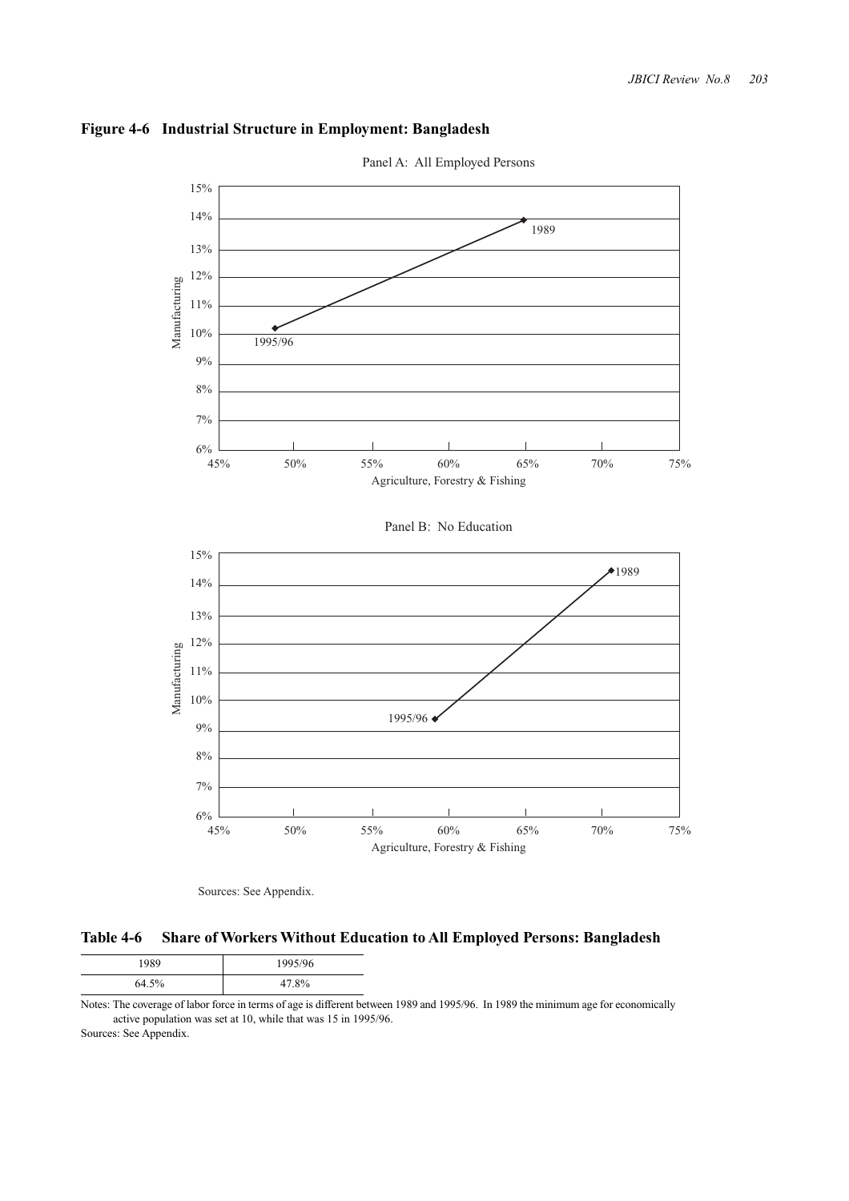**Figure 4-6 Industrial Structure in Employment: Bangladesh**

Panel A: All Employed Persons

Panel B: No Education

Sources: See Appendix.

**Table 4-6 Share of Workers Without Education to All Employed Persons: Bangladesh**

| 1989 | 1995/96 |
|---|---|
| 64.5% | 47.8% |

Notes: The coverage of labor force in terms of age is different between 1989 and 1995/96. In 1989 the minimum age for economically active population was set at 10, while that was 15 in 1995/96.

Sources: See Appendix.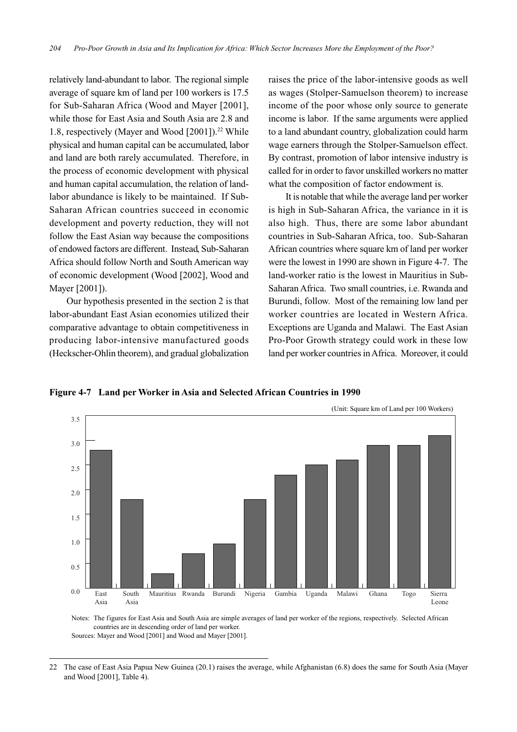relatively land-abundant to labor. The regional simple average of square km of land per 100 workers is 17.5 for Sub-Saharan Africa (Wood and Mayer [2001], while those for East Asia and South Asia are 2.8 and 1.8, respectively (Mayer and Wood [2001]).[22] While physical and human capital can be accumulated, labor and land are both rarely accumulated. Therefore, in the process of economic development with physical and human capital accumulation, the relation of land-labor abundance is likely to be maintained. If Sub-Saharan African countries succeed in economic development and poverty reduction, they will not follow the East Asian way because the compositions of endowed factors are different. Instead, Sub-Saharan Africa should follow North and South American way of economic development (Wood [2002], Wood and Mayer [2001]).

Our hypothesis presented in the section 2 is that labor-abundant East Asian economies utilized their comparative advantage to obtain competitiveness in producing labor-intensive manufactured goods (Heckscher-Ohlin theorem), and gradual globalization raises the price of the labor-intensive goods as well as wages (Stolper-Samuelson theorem) to increase income of the poor whose only source to generate income is labor. If the same arguments were applied to a land abundant country, globalization could harm wage earners through the Stolper-Samuelson effect. By contrast, promotion of labor intensive industry is called for in order to favor unskilled workers no matter what the composition of factor endowment is.

It is notable that while the average land per worker is high in Sub-Saharan Africa, the variance in it is also high. Thus, there are some labor abundant countries in Sub-Saharan Africa, too. Sub-Saharan African countries where square km of land per worker were the lowest in 1990 are shown in Figure 4-7. The land-worker ratio is the lowest in Mauritius in Sub-Saharan Africa. Two small countries, i.e. Rwanda and Burundi, follow. Most of the remaining low land per worker countries are located in Western Africa. Exceptions are Uganda and Malawi. The East Asian Pro-Poor Growth strategy could work in these low land per worker countries in Africa. Moreover, it could

**Figure 4-7 Land per Worker in Asia and Selected African Countries in 1990**

(Unit: Square km of Land per 100 Workers)

| | Value (approx.) |
|---|---|
| East Asia | 2.8 |
| South Asia | 1.8 |
| Mauritius | 0.3 |
| Rwanda | 0.7 |
| Burundi | 0.9 |
| Nigeria | 1.8 |
| Gambia | 2.3 |
| Uganda | 2.5 |
| Malawi | 2.6 |
| Ghana | 2.9 |
| Togo | 2.9 |
| Sierra Leone | 3.1 |

Notes: The figures for East Asia and South Asia are simple averages of land per worker of the regions, respectively. Selected African countries are in descending order of land per worker.

Sources: Mayer and Wood [2001] and Wood and Mayer [2001].

---

22 The case of East Asia Papua New Guinea (20.1) raises the average, while Afghanistan (6.8) does the same for South Asia (Mayer and Wood [2001], Table 4).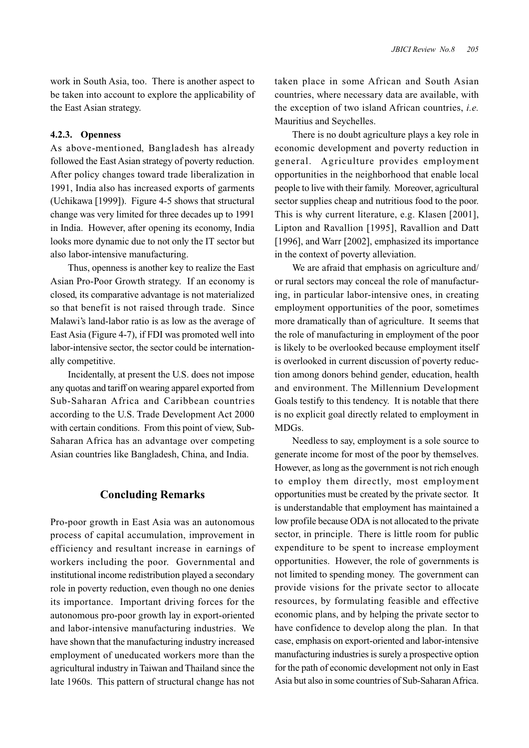work in South Asia, too. There is another aspect to be taken into account to explore the applicability of the East Asian strategy.

#### 4.2.3. Openness

As above-mentioned, Bangladesh has already followed the East Asian strategy of poverty reduction. After policy changes toward trade liberalization in 1991, India also has increased exports of garments (Uchikawa [1999]). Figure 4-5 shows that structural change was very limited for three decades up to 1991 in India. However, after opening its economy, India looks more dynamic due to not only the IT sector but also labor-intensive manufacturing.

Thus, openness is another key to realize the East Asian Pro-Poor Growth strategy. If an economy is closed, its comparative advantage is not materialized so that benefit is not raised through trade. Since Malawi's land-labor ratio is as low as the average of East Asia (Figure 4-7), if FDI was promoted well into labor-intensive sector, the sector could be internationally competitive.

Incidentally, at present the U.S. does not impose any quotas and tariff on wearing apparel exported from Sub-Saharan Africa and Caribbean countries according to the U.S. Trade Development Act 2000 with certain conditions. From this point of view, Sub-Saharan Africa has an advantage over competing Asian countries like Bangladesh, China, and India.

## Concluding Remarks

Pro-poor growth in East Asia was an autonomous process of capital accumulation, improvement in efficiency and resultant increase in earnings of workers including the poor. Governmental and institutional income redistribution played a secondary role in poverty reduction, even though no one denies its importance. Important driving forces for the autonomous pro-poor growth lay in export-oriented and labor-intensive manufacturing industries. We have shown that the manufacturing industry increased employment of uneducated workers more than the agricultural industry in Taiwan and Thailand since the late 1960s. This pattern of structural change has not taken place in some African and South Asian countries, where necessary data are available, with the exception of two island African countries, *i.e.* Mauritius and Seychelles.

There is no doubt agriculture plays a key role in economic development and poverty reduction in general. Agriculture provides employment opportunities in the neighborhood that enable local people to live with their family. Moreover, agricultural sector supplies cheap and nutritious food to the poor. This is why current literature, e.g. Klasen [2001], Lipton and Ravallion [1995], Ravallion and Datt [1996], and Warr [2002], emphasized its importance in the context of poverty alleviation.

We are afraid that emphasis on agriculture and/or rural sectors may conceal the role of manufacturing, in particular labor-intensive ones, in creating employment opportunities of the poor, sometimes more dramatically than of agriculture. It seems that the role of manufacturing in employment of the poor is likely to be overlooked because employment itself is overlooked in current discussion of poverty reduction among donors behind gender, education, health and environment. The Millennium Development Goals testify to this tendency. It is notable that there is no explicit goal directly related to employment in MDGs.

Needless to say, employment is a sole source to generate income for most of the poor by themselves. However, as long as the government is not rich enough to employ them directly, most employment opportunities must be created by the private sector. It is understandable that employment has maintained a low profile because ODA is not allocated to the private sector, in principle. There is little room for public expenditure to be spent to increase employment opportunities. However, the role of governments is not limited to spending money. The government can provide visions for the private sector to allocate resources, by formulating feasible and effective economic plans, and by helping the private sector to have confidence to develop along the plan. In that case, emphasis on export-oriented and labor-intensive manufacturing industries is surely a prospective option for the path of economic development not only in East Asia but also in some countries of Sub-Saharan Africa.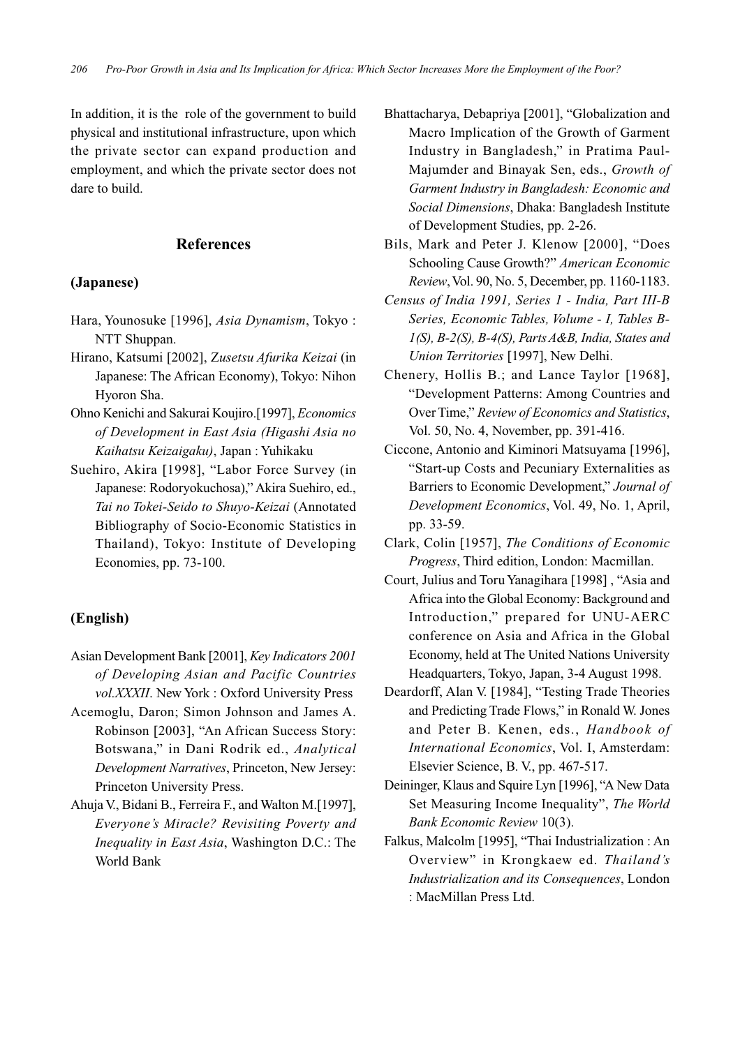In addition, it is the role of the government to build physical and institutional infrastructure, upon which the private sector can expand production and employment, and which the private sector does not dare to build.

## References

### (Japanese)

Hara, Younosuke [1996], *Asia Dynamism*, Tokyo : NTT Shuppan.

Hirano, Katsumi [2002], *Zusetsu Afurika Keizai* (in Japanese: The African Economy), Tokyo: Nihon Hyoron Sha.

Ohno Kenichi and Sakurai Koujiro.[1997], *Economics of Development in East Asia (Higashi Asia no Kaihatsu Keizaigaku)*, Japan : Yuhikaku

Suehiro, Akira [1998], "Labor Force Survey (in Japanese: Rodoryokuchosa)," Akira Suehiro, ed., *Tai no Tokei-Seido to Shuyo-Keizai* (Annotated Bibliography of Socio-Economic Statistics in Thailand), Tokyo: Institute of Developing Economies, pp. 73-100.

### (English)

Asian Development Bank [2001], *Key Indicators 2001 of Developing Asian and Pacific Countries vol.XXXII*. New York : Oxford University Press

Acemoglu, Daron; Simon Johnson and James A. Robinson [2003], "An African Success Story: Botswana," in Dani Rodrik ed., *Analytical Development Narratives*, Princeton, New Jersey: Princeton University Press.

Ahuja V., Bidani B., Ferreira F., and Walton M.[1997], *Everyone's Miracle? Revisiting Poverty and Inequality in East Asia*, Washington D.C.: The World Bank

Bhattacharya, Debapriya [2001], "Globalization and Macro Implication of the Growth of Garment Industry in Bangladesh," in Pratima Paul-Majumder and Binayak Sen, eds., *Growth of Garment Industry in Bangladesh: Economic and Social Dimensions*, Dhaka: Bangladesh Institute of Development Studies, pp. 2-26.

Bils, Mark and Peter J. Klenow [2000], "Does Schooling Cause Growth?" *American Economic Review*, Vol. 90, No. 5, December, pp. 1160-1183.

*Census of India 1991, Series 1 - India, Part III-B Series, Economic Tables, Volume - I, Tables B-1(S), B-2(S), B-4(S), Parts A&B, India, States and Union Territories* [1997], New Delhi.

Chenery, Hollis B.; and Lance Taylor [1968], "Development Patterns: Among Countries and Over Time," *Review of Economics and Statistics*, Vol. 50, No. 4, November, pp. 391-416.

Ciccone, Antonio and Kiminori Matsuyama [1996], "Start-up Costs and Pecuniary Externalities as Barriers to Economic Development," *Journal of Development Economics*, Vol. 49, No. 1, April, pp. 33-59.

Clark, Colin [1957], *The Conditions of Economic Progress*, Third edition, London: Macmillan.

Court, Julius and Toru Yanagihara [1998] , "Asia and Africa into the Global Economy: Background and Introduction," prepared for UNU-AERC conference on Asia and Africa in the Global Economy, held at The United Nations University Headquarters, Tokyo, Japan, 3-4 August 1998.

Deardorff, Alan V. [1984], "Testing Trade Theories and Predicting Trade Flows," in Ronald W. Jones and Peter B. Kenen, eds., *Handbook of International Economics*, Vol. I, Amsterdam: Elsevier Science, B. V., pp. 467-517.

Deininger, Klaus and Squire Lyn [1996], "A New Data Set Measuring Income Inequality", *The World Bank Economic Review* 10(3).

Falkus, Malcolm [1995], "Thai Industrialization : An Overview" in Krongkaew ed. *Thailand's Industrialization and its Consequences*, London : MacMillan Press Ltd.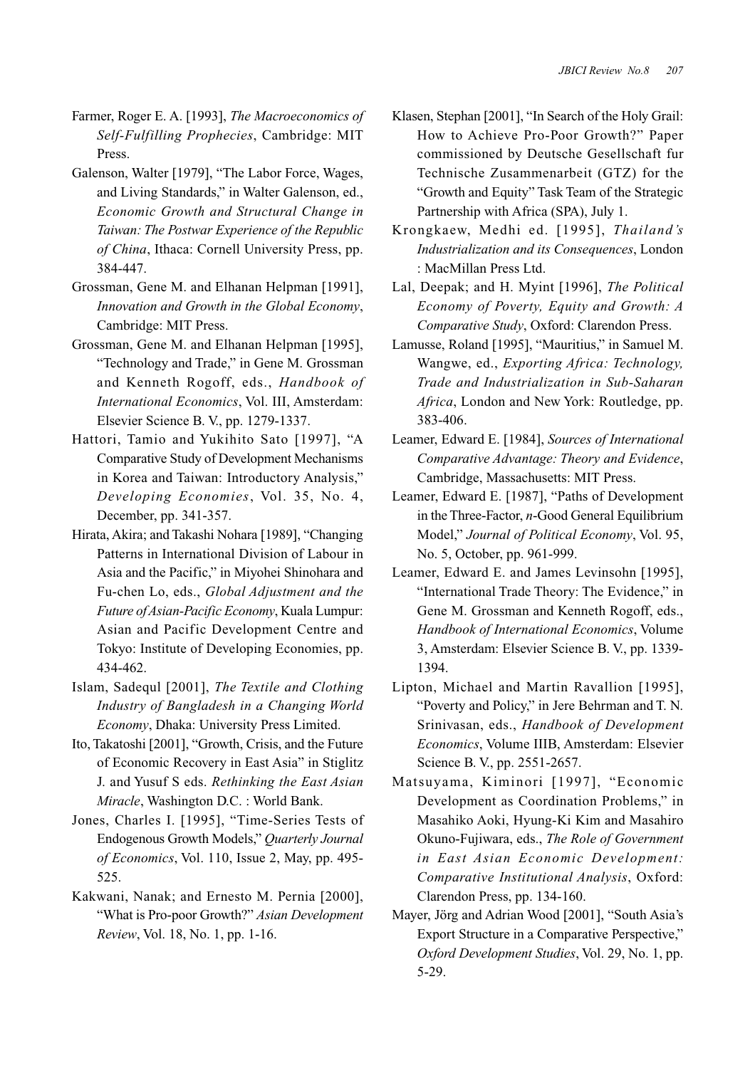Farmer, Roger E. A. [1993], *The Macroeconomics of Self-Fulfilling Prophecies*, Cambridge: MIT Press.

Galenson, Walter [1979], "The Labor Force, Wages, and Living Standards," in Walter Galenson, ed., *Economic Growth and Structural Change in Taiwan: The Postwar Experience of the Republic of China*, Ithaca: Cornell University Press, pp. 384-447.

Grossman, Gene M. and Elhanan Helpman [1991], *Innovation and Growth in the Global Economy*, Cambridge: MIT Press.

Grossman, Gene M. and Elhanan Helpman [1995], "Technology and Trade," in Gene M. Grossman and Kenneth Rogoff, eds., *Handbook of International Economics*, Vol. III, Amsterdam: Elsevier Science B. V., pp. 1279-1337.

Hattori, Tamio and Yukihito Sato [1997], "A Comparative Study of Development Mechanisms in Korea and Taiwan: Introductory Analysis," *Developing Economies*, Vol. 35, No. 4, December, pp. 341-357.

Hirata, Akira; and Takashi Nohara [1989], "Changing Patterns in International Division of Labour in Asia and the Pacific," in Miyohei Shinohara and Fu-chen Lo, eds., *Global Adjustment and the Future of Asian-Pacific Economy*, Kuala Lumpur: Asian and Pacific Development Centre and Tokyo: Institute of Developing Economies, pp. 434-462.

Islam, Sadequl [2001], *The Textile and Clothing Industry of Bangladesh in a Changing World Economy*, Dhaka: University Press Limited.

Ito, Takatoshi [2001], "Growth, Crisis, and the Future of Economic Recovery in East Asia" in Stiglitz J. and Yusuf S eds. *Rethinking the East Asian Miracle*, Washington D.C. : World Bank.

Jones, Charles I. [1995], "Time-Series Tests of Endogenous Growth Models," *Quarterly Journal of Economics*, Vol. 110, Issue 2, May, pp. 495-525.

Kakwani, Nanak; and Ernesto M. Pernia [2000], "What is Pro-poor Growth?" *Asian Development Review*, Vol. 18, No. 1, pp. 1-16.

Klasen, Stephan [2001], "In Search of the Holy Grail: How to Achieve Pro-Poor Growth?" Paper commissioned by Deutsche Gesellschaft fur Technische Zusammenarbeit (GTZ) for the "Growth and Equity" Task Team of the Strategic Partnership with Africa (SPA), July 1.

Krongkaew, Medhi ed. [1995], *Thailand's Industrialization and its Consequences*, London : MacMillan Press Ltd.

Lal, Deepak; and H. Myint [1996], *The Political Economy of Poverty, Equity and Growth: A Comparative Study*, Oxford: Clarendon Press.

Lamusse, Roland [1995], "Mauritius," in Samuel M. Wangwe, ed., *Exporting Africa: Technology, Trade and Industrialization in Sub-Saharan Africa*, London and New York: Routledge, pp. 383-406.

Leamer, Edward E. [1984], *Sources of International Comparative Advantage: Theory and Evidence*, Cambridge, Massachusetts: MIT Press.

Leamer, Edward E. [1987], "Paths of Development in the Three-Factor, *n*-Good General Equilibrium Model," *Journal of Political Economy*, Vol. 95, No. 5, October, pp. 961-999.

Leamer, Edward E. and James Levinsohn [1995], "International Trade Theory: The Evidence," in Gene M. Grossman and Kenneth Rogoff, eds., *Handbook of International Economics*, Volume 3, Amsterdam: Elsevier Science B. V., pp. 1339-1394.

Lipton, Michael and Martin Ravallion [1995], "Poverty and Policy," in Jere Behrman and T. N. Srinivasan, eds., *Handbook of Development Economics*, Volume IIIB, Amsterdam: Elsevier Science B. V., pp. 2551-2657.

Matsuyama, Kiminori [1997], "Economic Development as Coordination Problems," in Masahiko Aoki, Hyung-Ki Kim and Masahiro Okuno-Fujiwara, eds., *The Role of Government in East Asian Economic Development: Comparative Institutional Analysis*, Oxford: Clarendon Press, pp. 134-160.

Mayer, Jörg and Adrian Wood [2001], "South Asia's Export Structure in a Comparative Perspective," *Oxford Development Studies*, Vol. 29, No. 1, pp. 5-29.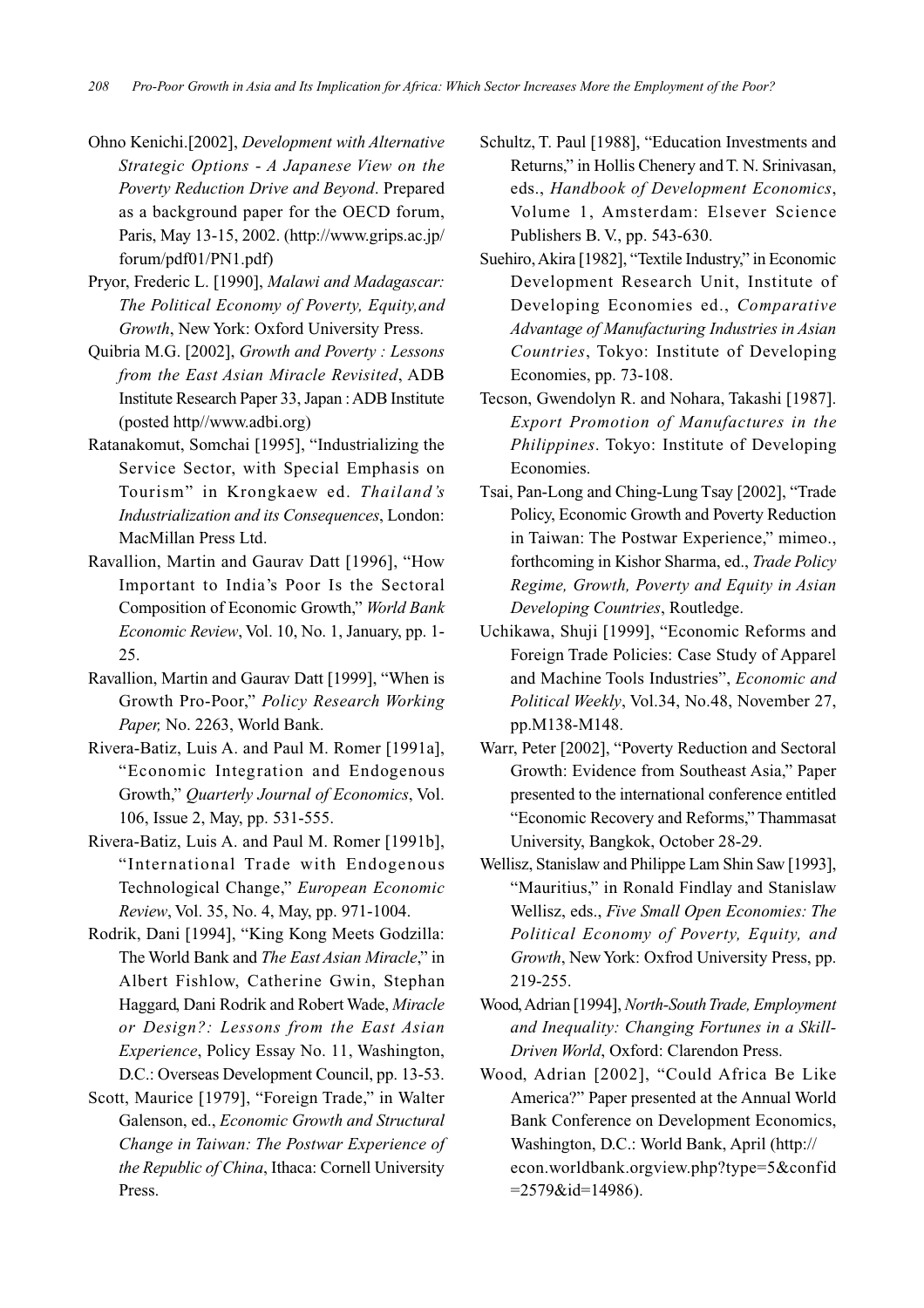Ohno Kenichi.[2002], *Development with Alternative Strategic Options - A Japanese View on the Poverty Reduction Drive and Beyond*. Prepared as a background paper for the OECD forum, Paris, May 13-15, 2002. (http://www.grips.ac.jp/forum/pdf01/PN1.pdf)

Pryor, Frederic L. [1990], *Malawi and Madagascar: The Political Economy of Poverty, Equity,and Growth*, New York: Oxford University Press.

Quibria M.G. [2002], *Growth and Poverty : Lessons from the East Asian Miracle Revisited*, ADB Institute Research Paper 33, Japan : ADB Institute (posted http//www.adbi.org)

Ratanakomut, Somchai [1995], "Industrializing the Service Sector, with Special Emphasis on Tourism" in Krongkaew ed. *Thailand's Industrialization and its Consequences*, London: MacMillan Press Ltd.

Ravallion, Martin and Gaurav Datt [1996], "How Important to India's Poor Is the Sectoral Composition of Economic Growth," *World Bank Economic Review*, Vol. 10, No. 1, January, pp. 1-25.

Ravallion, Martin and Gaurav Datt [1999], "When is Growth Pro-Poor," *Policy Research Working Paper,* No. 2263, World Bank.

Rivera-Batiz, Luis A. and Paul M. Romer [1991a], "Economic Integration and Endogenous Growth," *Quarterly Journal of Economics*, Vol. 106, Issue 2, May, pp. 531-555.

Rivera-Batiz, Luis A. and Paul M. Romer [1991b], "International Trade with Endogenous Technological Change," *European Economic Review*, Vol. 35, No. 4, May, pp. 971-1004.

Rodrik, Dani [1994], "King Kong Meets Godzilla: The World Bank and *The East Asian Miracle*," in Albert Fishlow, Catherine Gwin, Stephan Haggard, Dani Rodrik and Robert Wade, *Miracle or Design?: Lessons from the East Asian Experience*, Policy Essay No. 11, Washington, D.C.: Overseas Development Council, pp. 13-53.

Scott, Maurice [1979], "Foreign Trade," in Walter Galenson, ed., *Economic Growth and Structural Change in Taiwan: The Postwar Experience of the Republic of China*, Ithaca: Cornell University Press.

Schultz, T. Paul [1988], "Education Investments and Returns," in Hollis Chenery and T. N. Srinivasan, eds., *Handbook of Development Economics*, Volume 1, Amsterdam: Elsever Science Publishers B. V., pp. 543-630.

Suehiro, Akira [1982], "Textile Industry," in Economic Development Research Unit, Institute of Developing Economies ed., *Comparative Advantage of Manufacturing Industries in Asian Countries*, Tokyo: Institute of Developing Economies, pp. 73-108.

Tecson, Gwendolyn R. and Nohara, Takashi [1987]. *Export Promotion of Manufactures in the Philippines*. Tokyo: Institute of Developing Economies.

Tsai, Pan-Long and Ching-Lung Tsay [2002], "Trade Policy, Economic Growth and Poverty Reduction in Taiwan: The Postwar Experience," mimeo., forthcoming in Kishor Sharma, ed., *Trade Policy Regime, Growth, Poverty and Equity in Asian Developing Countries*, Routledge.

Uchikawa, Shuji [1999], "Economic Reforms and Foreign Trade Policies: Case Study of Apparel and Machine Tools Industries", *Economic and Political Weekly*, Vol.34, No.48, November 27, pp.M138-M148.

Warr, Peter [2002], "Poverty Reduction and Sectoral Growth: Evidence from Southeast Asia," Paper presented to the international conference entitled "Economic Recovery and Reforms," Thammasat University, Bangkok, October 28-29.

Wellisz, Stanislaw and Philippe Lam Shin Saw [1993], "Mauritius," in Ronald Findlay and Stanislaw Wellisz, eds., *Five Small Open Economies: The Political Economy of Poverty, Equity, and Growth*, New York: Oxfrod University Press, pp. 219-255.

Wood, Adrian [1994], *North-South Trade, Employment and Inequality: Changing Fortunes in a Skill-Driven World*, Oxford: Clarendon Press.

Wood, Adrian [2002], "Could Africa Be Like America?" Paper presented at the Annual World Bank Conference on Development Economics, Washington, D.C.: World Bank, April (http://econ.worldbank.orgview.php?type=5&confid=2579&id=14986).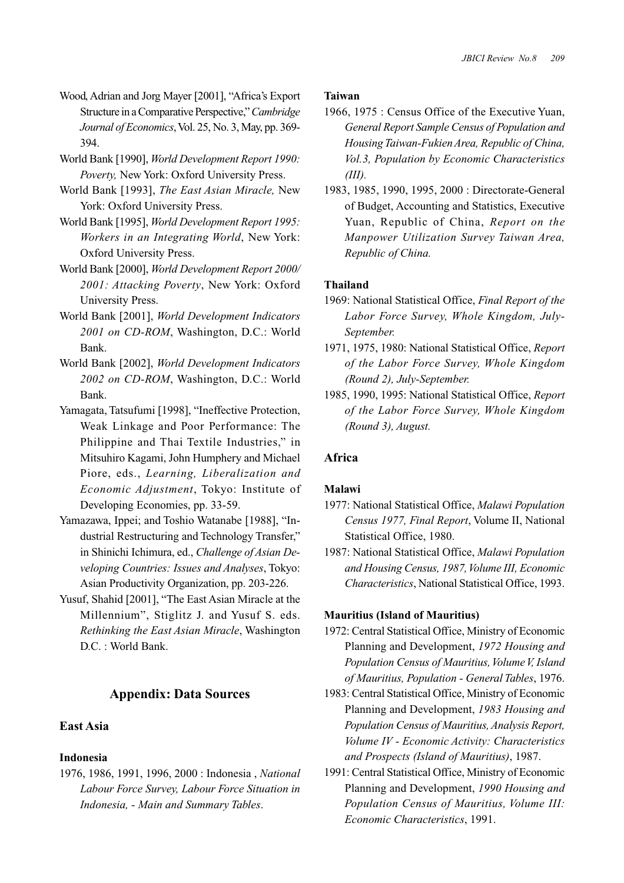Wood, Adrian and Jorg Mayer [2001], "Africa's Export Structure in a Comparative Perspective," *Cambridge Journal of Economics*, Vol. 25, No. 3, May, pp. 369-394.

World Bank [1990], *World Development Report 1990: Poverty,* New York: Oxford University Press.

World Bank [1993], *The East Asian Miracle,* New York: Oxford University Press.

World Bank [1995], *World Development Report 1995: Workers in an Integrating World*, New York: Oxford University Press.

World Bank [2000], *World Development Report 2000/2001: Attacking Poverty*, New York: Oxford University Press.

World Bank [2001], *World Development Indicators 2001 on CD-ROM*, Washington, D.C.: World Bank.

World Bank [2002], *World Development Indicators 2002 on CD-ROM*, Washington, D.C.: World Bank.

Yamagata, Tatsufumi [1998], "Ineffective Protection, Weak Linkage and Poor Performance: The Philippine and Thai Textile Industries," in Mitsuhiro Kagami, John Humphery and Michael Piore, eds., *Learning, Liberalization and Economic Adjustment*, Tokyo: Institute of Developing Economies, pp. 33-59.

Yamazawa, Ippei; and Toshio Watanabe [1988], "Industrial Restructuring and Technology Transfer," in Shinichi Ichimura, ed., *Challenge of Asian Developing Countries: Issues and Analyses*, Tokyo: Asian Productivity Organization, pp. 203-226.

Yusuf, Shahid [2001], "The East Asian Miracle at the Millennium", Stiglitz J. and Yusuf S. eds. *Rethinking the East Asian Miracle*, Washington D.C. : World Bank.

## Appendix: Data Sources

### East Asia

#### Indonesia

1976, 1986, 1991, 1996, 2000 : Indonesia , *National Labour Force Survey, Labour Force Situation in Indonesia, - Main and Summary Tables*.

#### Taiwan

1966, 1975 : Census Office of the Executive Yuan, *General Report Sample Census of Population and Housing Taiwan-Fukien Area, Republic of China, Vol.3, Population by Economic Characteristics (III).*

1983, 1985, 1990, 1995, 2000 : Directorate-General of Budget, Accounting and Statistics, Executive Yuan, Republic of China, *Report on the Manpower Utilization Survey Taiwan Area, Republic of China.*

#### Thailand

1969: National Statistical Office, *Final Report of the Labor Force Survey, Whole Kingdom, July-September.*

1971, 1975, 1980: National Statistical Office, *Report of the Labor Force Survey, Whole Kingdom (Round 2), July-September.*

1985, 1990, 1995: National Statistical Office, *Report of the Labor Force Survey, Whole Kingdom (Round 3), August.*

### Africa

#### Malawi

1977: National Statistical Office, *Malawi Population Census 1977, Final Report*, Volume II, National Statistical Office, 1980.

1987: National Statistical Office, *Malawi Population and Housing Census, 1987, Volume III, Economic Characteristics*, National Statistical Office, 1993.

#### Mauritius (Island of Mauritius)

1972: Central Statistical Office, Ministry of Economic Planning and Development, *1972 Housing and Population Census of Mauritius, Volume V, Island of Mauritius, Population - General Tables*, 1976.

1983: Central Statistical Office, Ministry of Economic Planning and Development, *1983 Housing and Population Census of Mauritius, Analysis Report, Volume IV - Economic Activity: Characteristics and Prospects (Island of Mauritius)*, 1987.

1991: Central Statistical Office, Ministry of Economic Planning and Development, *1990 Housing and Population Census of Mauritius, Volume III: Economic Characteristics*, 1991.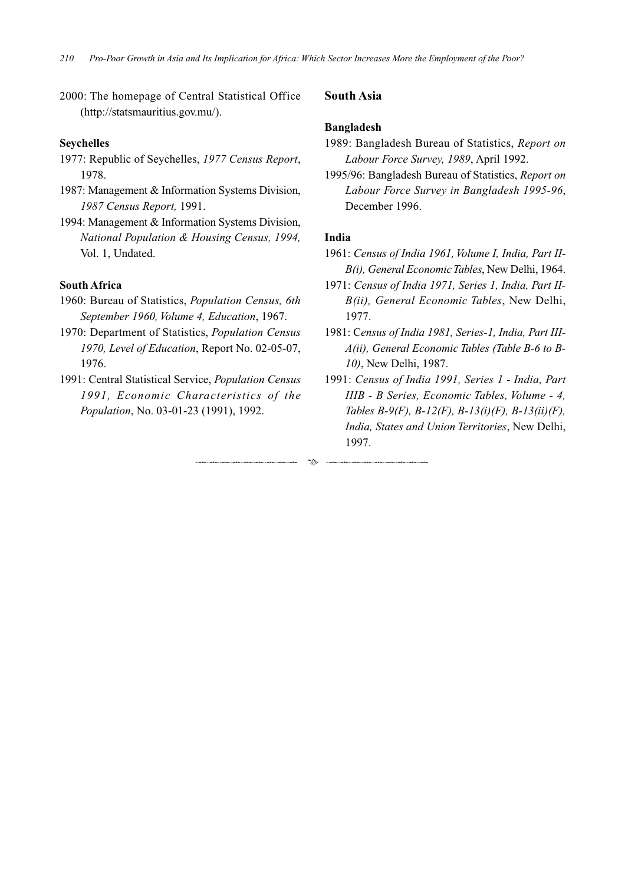2000: The homepage of Central Statistical Office (http://statsmauritius.gov.mu/).

**Seychelles**

1977: Republic of Seychelles, *1977 Census Report*, 1978.

1987: Management & Information Systems Division, *1987 Census Report,* 1991.

1994: Management & Information Systems Division, *National Population & Housing Census, 1994,* Vol. 1, Undated.

**South Africa**

1960: Bureau of Statistics, *Population Census, 6th September 1960, Volume 4, Education*, 1967.

1970: Department of Statistics, *Population Census 1970, Level of Education*, Report No. 02-05-07, 1976.

1991: Central Statistical Service, *Population Census 1991, Economic Characteristics of the Population*, No. 03-01-23 (1991), 1992.

## South Asia

**Bangladesh**

1989: Bangladesh Bureau of Statistics, *Report on Labour Force Survey, 1989*, April 1992.

1995/96: Bangladesh Bureau of Statistics, *Report on Labour Force Survey in Bangladesh 1995-96*, December 1996.

**India**

1961: *Census of India 1961, Volume I, India, Part II-B(i), General Economic Tables*, New Delhi, 1964.

1971: *Census of India 1971, Series 1, India, Part II-B(ii), General Economic Tables*, New Delhi, 1977.

1981: *Census of India 1981, Series-1, India, Part III-A(ii), General Economic Tables (Table B-6 to B-10)*, New Delhi, 1987.

1991: *Census of India 1991, Series 1 - India, Part IIIB - B Series, Economic Tables, Volume - 4, Tables B-9(F), B-12(F), B-13(i)(F), B-13(ii)(F), India, States and Union Territories*, New Delhi, 1997.